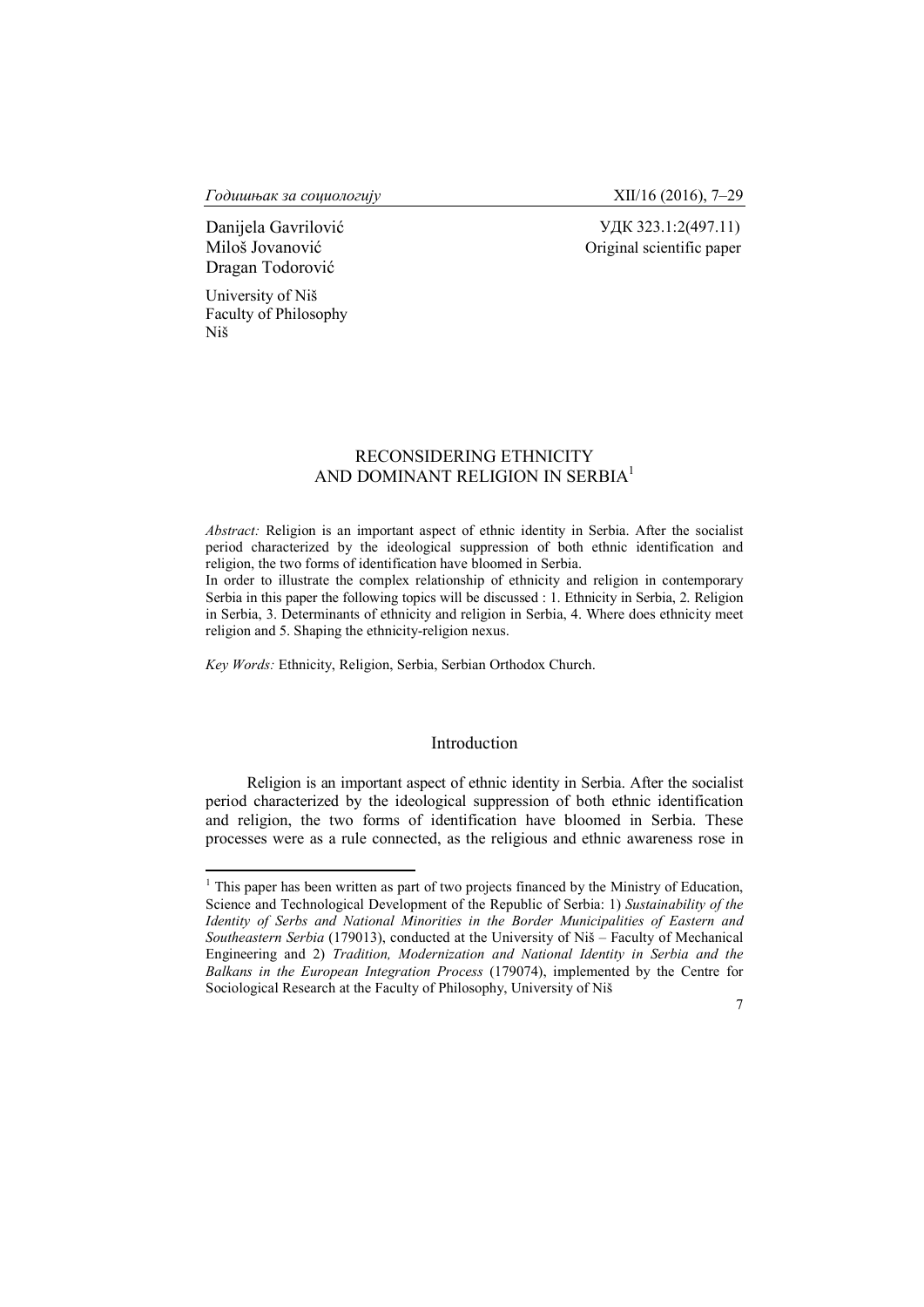Danijela Gavrilović
Miloš Jovanović
Dragan Todorović

University of Niš
Faculty of Philosophy
Niš

УДК 323.1:2(497.11)
Original scientific paper

# RECONSIDERING ETHNICITY AND DOMINANT RELIGION IN SERBIA[1]

*Abstract:* Religion is an important aspect of ethnic identity in Serbia. After the socialist period characterized by the ideological suppression of both ethnic identification and religion, the two forms of identification have bloomed in Serbia.
In order to illustrate the complex relationship of ethnicity and religion in contemporary Serbia in this paper the following topics will be discussed : 1. Ethnicity in Serbia, 2. Religion in Serbia, 3. Determinants of ethnicity and religion in Serbia, 4. Where does ethnicity meet religion and 5. Shaping the ethnicity-religion nexus.

*Key Words:* Ethnicity, Religion, Serbia, Serbian Orthodox Church.

## Introduction

Religion is an important aspect of ethnic identity in Serbia. After the socialist period characterized by the ideological suppression of both ethnic identification and religion, the two forms of identification have bloomed in Serbia. These processes were as a rule connected, as the religious and ethnic awareness rose in

[1] This paper has been written as part of two projects financed by the Ministry of Education, Science and Technological Development of the Republic of Serbia: 1) *Sustainability of the Identity of Serbs and National Minorities in the Border Municipalities of Eastern and Southeastern Serbia* (179013), conducted at the University of Niš – Faculty of Mechanical Engineering and 2) *Tradition, Modernization and National Identity in Serbia and the Balkans in the European Integration Process* (179074), implemented by the Centre for Sociological Research at the Faculty of Philosophy, University of Niš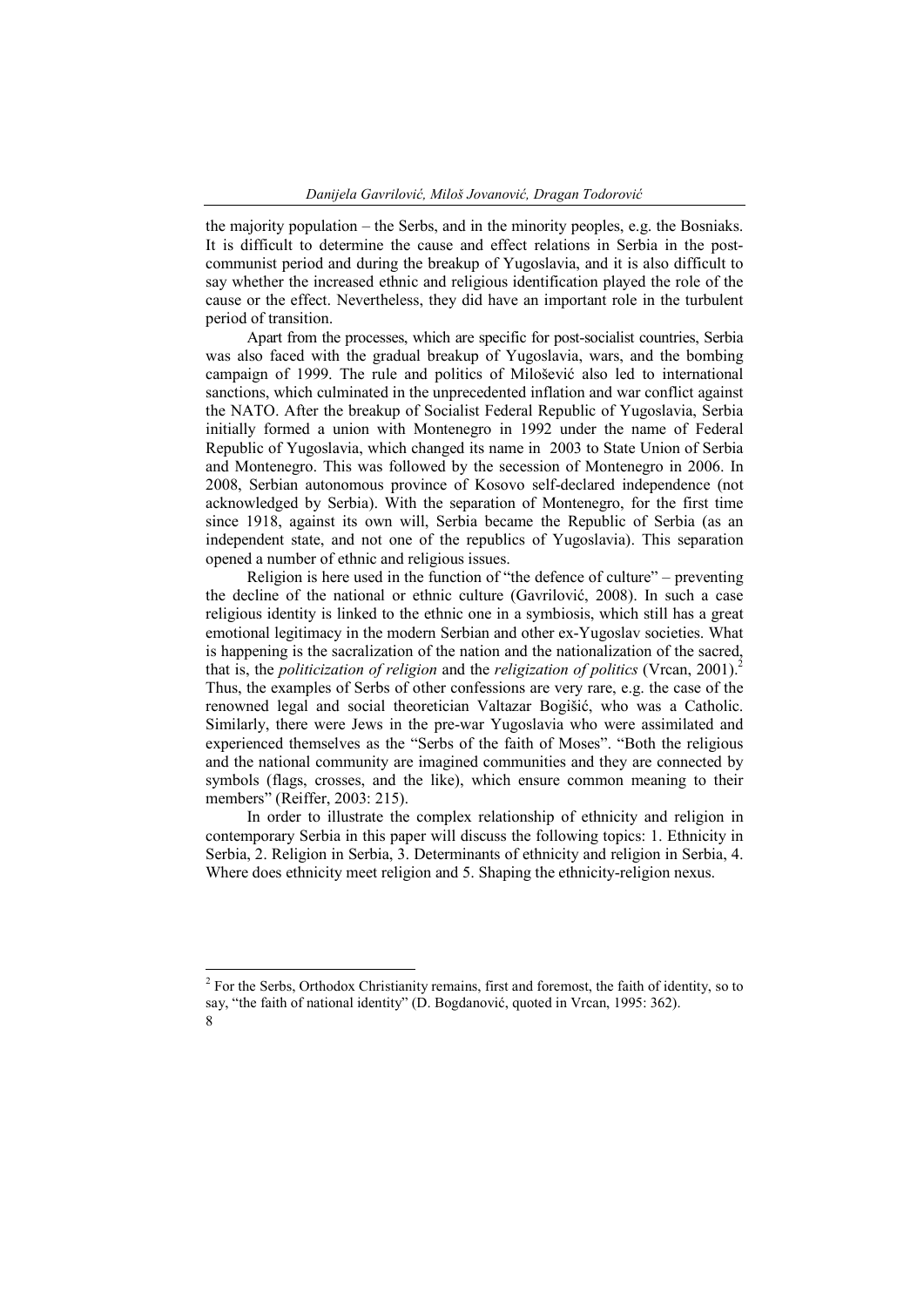the majority population – the Serbs, and in the minority peoples, e.g. the Bosniaks. It is difficult to determine the cause and effect relations in Serbia in the post-communist period and during the breakup of Yugoslavia, and it is also difficult to say whether the increased ethnic and religious identification played the role of the cause or the effect. Nevertheless, they did have an important role in the turbulent period of transition.

Apart from the processes, which are specific for post-socialist countries, Serbia was also faced with the gradual breakup of Yugoslavia, wars, and the bombing campaign of 1999. The rule and politics of Milošević also led to international sanctions, which culminated in the unprecedented inflation and war conflict against the NATO. After the breakup of Socialist Federal Republic of Yugoslavia, Serbia initially formed a union with Montenegro in 1992 under the name of Federal Republic of Yugoslavia, which changed its name in 2003 to State Union of Serbia and Montenegro. This was followed by the secession of Montenegro in 2006. In 2008, Serbian autonomous province of Kosovo self-declared independence (not acknowledged by Serbia). With the separation of Montenegro, for the first time since 1918, against its own will, Serbia became the Republic of Serbia (as an independent state, and not one of the republics of Yugoslavia). This separation opened a number of ethnic and religious issues.

Religion is here used in the function of "the defence of culture" – preventing the decline of the national or ethnic culture (Gavrilović, 2008). In such a case religious identity is linked to the ethnic one in a symbiosis, which still has a great emotional legitimacy in the modern Serbian and other ex-Yugoslav societies. What is happening is the sacralization of the nation and the nationalization of the sacred, that is, the *politicization of religion* and the *religization of politics* (Vrcan, 2001).[2] Thus, the examples of Serbs of other confessions are very rare, e.g. the case of the renowned legal and social theoretician Valtazar Bogišić, who was a Catholic. Similarly, there were Jews in the pre-war Yugoslavia who were assimilated and experienced themselves as the "Serbs of the faith of Moses". "Both the religious and the national community are imagined communities and they are connected by symbols (flags, crosses, and the like), which ensure common meaning to their members" (Reiffer, 2003: 215).

In order to illustrate the complex relationship of ethnicity and religion in contemporary Serbia in this paper will discuss the following topics: 1. Ethnicity in Serbia, 2. Religion in Serbia, 3. Determinants of ethnicity and religion in Serbia, 4. Where does ethnicity meet religion and 5. Shaping the ethnicity-religion nexus.

---

[2] For the Serbs, Orthodox Christianity remains, first and foremost, the faith of identity, so to say, "the faith of national identity" (D. Bogdanović, quoted in Vrcan, 1995: 362).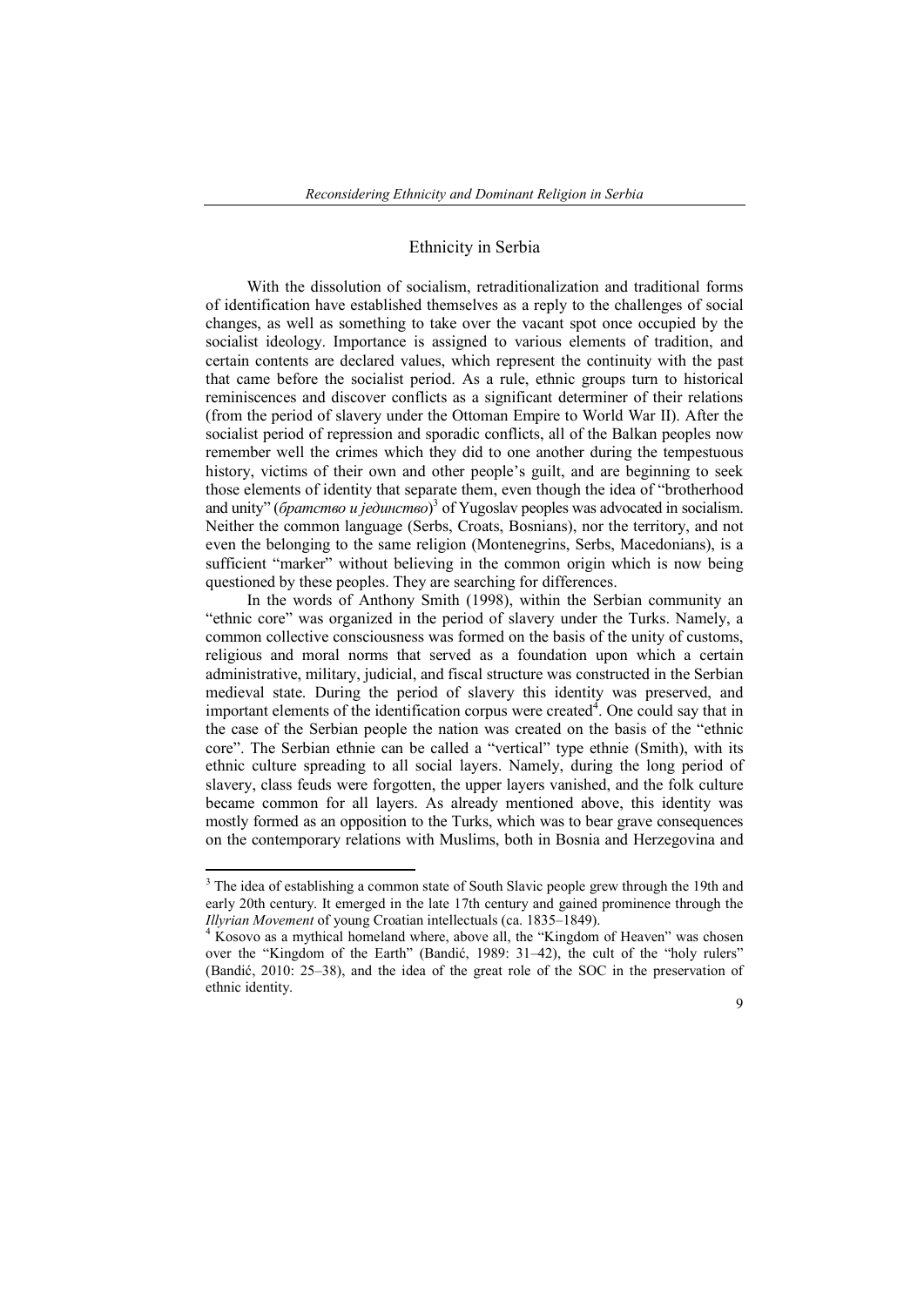## Ethnicity in Serbia

With the dissolution of socialism, retraditionalization and traditional forms of identification have established themselves as a reply to the challenges of social changes, as well as something to take over the vacant spot once occupied by the socialist ideology. Importance is assigned to various elements of tradition, and certain contents are declared values, which represent the continuity with the past that came before the socialist period. As a rule, ethnic groups turn to historical reminiscences and discover conflicts as a significant determiner of their relations (from the period of slavery under the Ottoman Empire to World War II). After the socialist period of repression and sporadic conflicts, all of the Balkan peoples now remember well the crimes which they did to one another during the tempestuous history, victims of their own and other people's guilt, and are beginning to seek those elements of identity that separate them, even though the idea of "brotherhood and unity" (*братство и јединство*)[3] of Yugoslav peoples was advocated in socialism. Neither the common language (Serbs, Croats, Bosnians), nor the territory, and not even the belonging to the same religion (Montenegrins, Serbs, Macedonians), is a sufficient "marker" without believing in the common origin which is now being questioned by these peoples. They are searching for differences.

In the words of Anthony Smith (1998), within the Serbian community an "ethnic core" was organized in the period of slavery under the Turks. Namely, a common collective consciousness was formed on the basis of the unity of customs, religious and moral norms that served as a foundation upon which a certain administrative, military, judicial, and fiscal structure was constructed in the Serbian medieval state. During the period of slavery this identity was preserved, and important elements of the identification corpus were created[4]. One could say that in the case of the Serbian people the nation was created on the basis of the "ethnic core". The Serbian ethnie can be called a "vertical" type ethnie (Smith), with its ethnic culture spreading to all social layers. Namely, during the long period of slavery, class feuds were forgotten, the upper layers vanished, and the folk culture became common for all layers. As already mentioned above, this identity was mostly formed as an opposition to the Turks, which was to bear grave consequences on the contemporary relations with Muslims, both in Bosnia and Herzegovina and

---

[3] The idea of establishing a common state of South Slavic people grew through the 19th and early 20th century. It emerged in the late 17th century and gained prominence through the *Illyrian Movement* of young Croatian intellectuals (ca. 1835–1849).

[4] Kosovo as a mythical homeland where, above all, the "Kingdom of Heaven" was chosen over the "Kingdom of the Earth" (Bandić, 1989: 31–42), the cult of the "holy rulers" (Bandić, 2010: 25–38), and the idea of the great role of the SOC in the preservation of ethnic identity.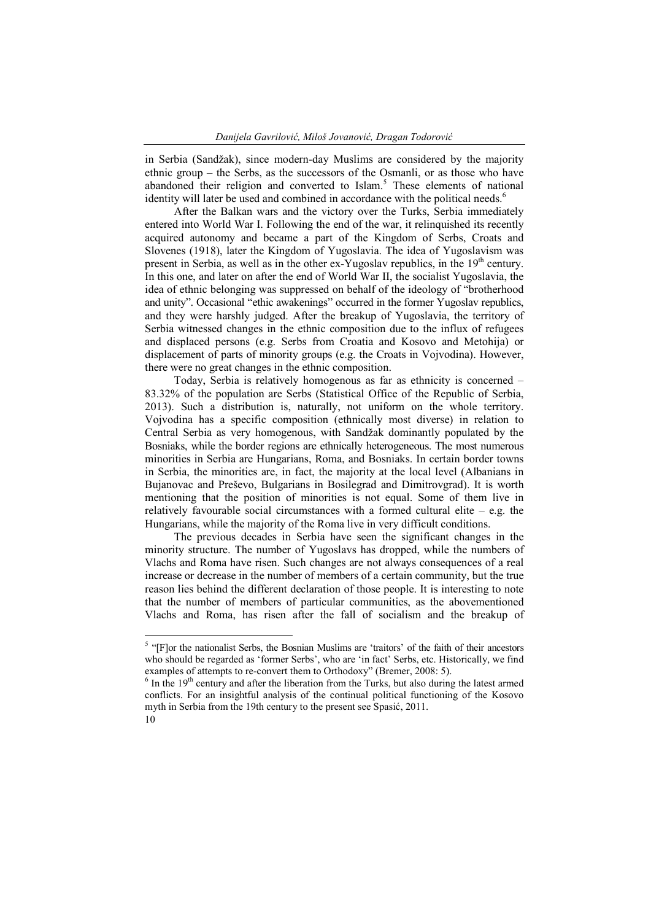in Serbia (Sandžak), since modern-day Muslims are considered by the majority ethnic group – the Serbs, as the successors of the Osmanli, or as those who have abandoned their religion and converted to Islam.[5] These elements of national identity will later be used and combined in accordance with the political needs.[6]

After the Balkan wars and the victory over the Turks, Serbia immediately entered into World War I. Following the end of the war, it relinquished its recently acquired autonomy and became a part of the Kingdom of Serbs, Croats and Slovenes (1918), later the Kingdom of Yugoslavia. The idea of Yugoslavism was present in Serbia, as well as in the other ex-Yugoslav republics, in the 19th century. In this one, and later on after the end of World War II, the socialist Yugoslavia, the idea of ethnic belonging was suppressed on behalf of the ideology of "brotherhood and unity". Occasional "ethic awakenings" occurred in the former Yugoslav republics, and they were harshly judged. After the breakup of Yugoslavia, the territory of Serbia witnessed changes in the ethnic composition due to the influx of refugees and displaced persons (e.g. Serbs from Croatia and Kosovo and Metohija) or displacement of parts of minority groups (e.g. the Croats in Vojvodina). However, there were no great changes in the ethnic composition.

Today, Serbia is relatively homogenous as far as ethnicity is concerned – 83.32% of the population are Serbs (Statistical Office of the Republic of Serbia, 2013). Such a distribution is, naturally, not uniform on the whole territory. Vojvodina has a specific composition (ethnically most diverse) in relation to Central Serbia as very homogenous, with Sandžak dominantly populated by the Bosniaks, while the border regions are ethnically heterogeneous. The most numerous minorities in Serbia are Hungarians, Roma, and Bosniaks. In certain border towns in Serbia, the minorities are, in fact, the majority at the local level (Albanians in Bujanovac and Preševo, Bulgarians in Bosilegrad and Dimitrovgrad). It is worth mentioning that the position of minorities is not equal. Some of them live in relatively favourable social circumstances with a formed cultural elite – e.g. the Hungarians, while the majority of the Roma live in very difficult conditions.

The previous decades in Serbia have seen the significant changes in the minority structure. The number of Yugoslavs has dropped, while the numbers of Vlachs and Roma have risen. Such changes are not always consequences of a real increase or decrease in the number of members of a certain community, but the true reason lies behind the different declaration of those people. It is interesting to note that the number of members of particular communities, as the abovementioned Vlachs and Roma, has risen after the fall of socialism and the breakup of

---

[5] "[F]or the nationalist Serbs, the Bosnian Muslims are 'traitors' of the faith of their ancestors who should be regarded as 'former Serbs', who are 'in fact' Serbs, etc. Historically, we find examples of attempts to re-convert them to Orthodoxy" (Bremer, 2008: 5).

[6] In the 19th century and after the liberation from the Turks, but also during the latest armed conflicts. For an insightful analysis of the continual political functioning of the Kosovo myth in Serbia from the 19th century to the present see Spasić, 2011.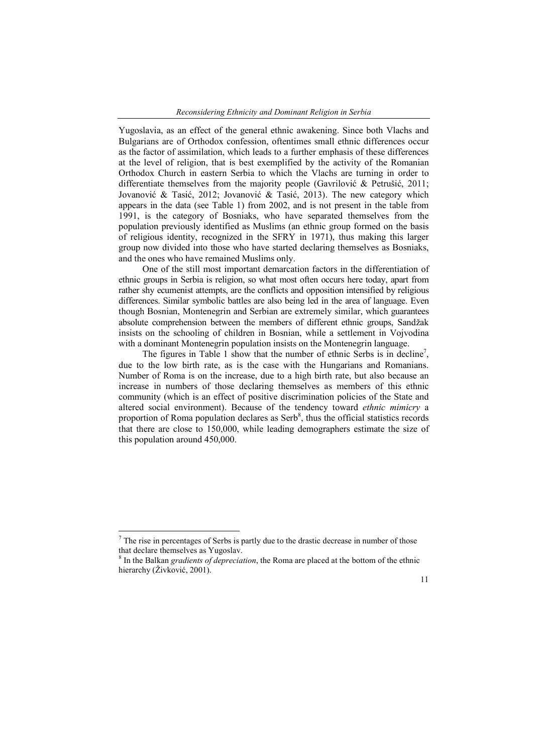Yugoslavia, as an effect of the general ethnic awakening. Since both Vlachs and Bulgarians are of Orthodox confession, oftentimes small ethnic differences occur as the factor of assimilation, which leads to a further emphasis of these differences at the level of religion, that is best exemplified by the activity of the Romanian Orthodox Church in eastern Serbia to which the Vlachs are turning in order to differentiate themselves from the majority people (Gavrilović & Petrušić, 2011; Jovanović & Tasić, 2012; Jovanović & Tasić, 2013). The new category which appears in the data (see Table 1) from 2002, and is not present in the table from 1991, is the category of Bosniaks, who have separated themselves from the population previously identified as Muslims (an ethnic group formed on the basis of religious identity, recognized in the SFRY in 1971), thus making this larger group now divided into those who have started declaring themselves as Bosniaks, and the ones who have remained Muslims only.

One of the still most important demarcation factors in the differentiation of ethnic groups in Serbia is religion, so what most often occurs here today, apart from rather shy ecumenist attempts, are the conflicts and opposition intensified by religious differences. Similar symbolic battles are also being led in the area of language. Even though Bosnian, Montenegrin and Serbian are extremely similar, which guarantees absolute comprehension between the members of different ethnic groups, Sandžak insists on the schooling of children in Bosnian, while a settlement in Vojvodina with a dominant Montenegrin population insists on the Montenegrin language.

The figures in Table 1 show that the number of ethnic Serbs is in decline[7], due to the low birth rate, as is the case with the Hungarians and Romanians. Number of Roma is on the increase, due to a high birth rate, but also because an increase in numbers of those declaring themselves as members of this ethnic community (which is an effect of positive discrimination policies of the State and altered social environment). Because of the tendency toward *ethnic mimicry* a proportion of Roma population declares as Serb[8], thus the official statistics records that there are close to 150,000, while leading demographers estimate the size of this population around 450,000.

---

[7] The rise in percentages of Serbs is partly due to the drastic decrease in number of those that declare themselves as Yugoslav.

[8] In the Balkan *gradients of depreciation*, the Roma are placed at the bottom of the ethnic hierarchy (Živković, 2001).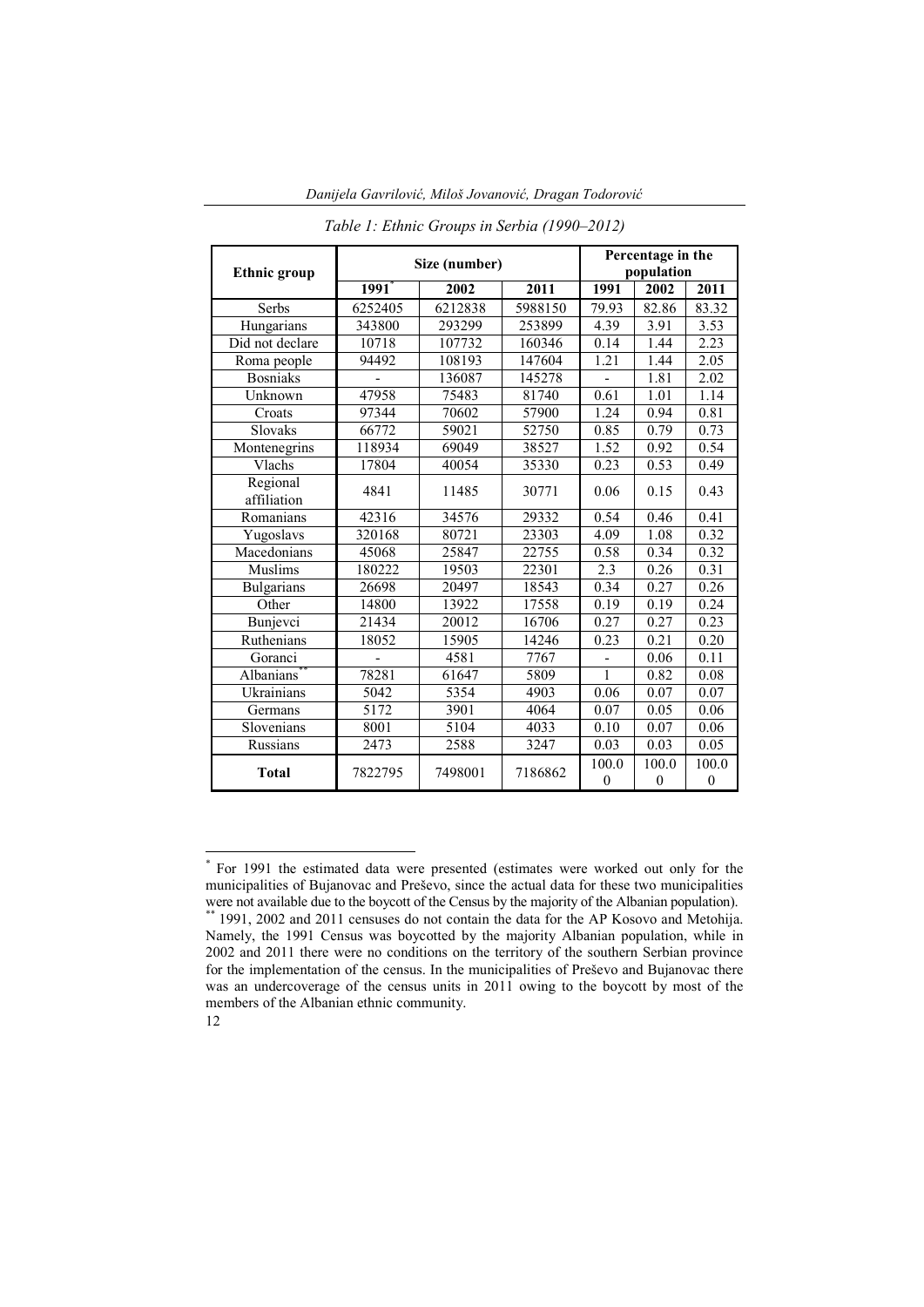*Table 1: Ethnic Groups in Serbia (1990–2012)*

| Ethnic group | Size (number) | | | Percentage in the population | | |
|---|---|---|---|---|---|---|
| | 1991[*] | 2002 | 2011 | 1991 | 2002 | 2011 |
| Serbs | 6252405 | 6212838 | 5988150 | 79.93 | 82.86 | 83.32 |
| Hungarians | 343800 | 293299 | 253899 | 4.39 | 3.91 | 3.53 |
| Did not declare | 10718 | 107732 | 160346 | 0.14 | 1.44 | 2.23 |
| Roma people | 94492 | 108193 | 147604 | 1.21 | 1.44 | 2.05 |
| Bosniaks | - | 136087 | 145278 | - | 1.81 | 2.02 |
| Unknown | 47958 | 75483 | 81740 | 0.61 | 1.01 | 1.14 |
| Croats | 97344 | 70602 | 57900 | 1.24 | 0.94 | 0.81 |
| Slovaks | 66772 | 59021 | 52750 | 0.85 | 0.79 | 0.73 |
| Montenegrins | 118934 | 69049 | 38527 | 1.52 | 0.92 | 0.54 |
| Vlachs | 17804 | 40054 | 35330 | 0.23 | 0.53 | 0.49 |
| Regional affiliation | 4841 | 11485 | 30771 | 0.06 | 0.15 | 0.43 |
| Romanians | 42316 | 34576 | 29332 | 0.54 | 0.46 | 0.41 |
| Yugoslavs | 320168 | 80721 | 23303 | 4.09 | 1.08 | 0.32 |
| Macedonians | 45068 | 25847 | 22755 | 0.58 | 0.34 | 0.32 |
| Muslims | 180222 | 19503 | 22301 | 2.3 | 0.26 | 0.31 |
| Bulgarians | 26698 | 20497 | 18543 | 0.34 | 0.27 | 0.26 |
| Other | 14800 | 13922 | 17558 | 0.19 | 0.19 | 0.24 |
| Bunjevci | 21434 | 20012 | 16706 | 0.27 | 0.27 | 0.23 |
| Ruthenians | 18052 | 15905 | 14246 | 0.23 | 0.21 | 0.20 |
| Goranci | - | 4581 | 7767 | - | 0.06 | 0.11 |
| Albanians[**] | 78281 | 61647 | 5809 | 1 | 0.82 | 0.08 |
| Ukrainians | 5042 | 5354 | 4903 | 0.06 | 0.07 | 0.07 |
| Germans | 5172 | 3901 | 4064 | 0.07 | 0.05 | 0.06 |
| Slovenians | 8001 | 5104 | 4033 | 0.10 | 0.07 | 0.06 |
| Russians | 2473 | 2588 | 3247 | 0.03 | 0.03 | 0.05 |
| **Total** | 7822795 | 7498001 | 7186862 | 100.00 | 100.00 | 100.00 |

[*] For 1991 the estimated data were presented (estimates were worked out only for the municipalities of Bujanovac and Preševo, since the actual data for these two municipalities were not available due to the boycott of the Census by the majority of the Albanian population).

[**] 1991, 2002 and 2011 censuses do not contain the data for the AP Kosovo and Metohija. Namely, the 1991 Census was boycotted by the majority Albanian population, while in 2002 and 2011 there were no conditions on the territory of the southern Serbian province for the implementation of the census. In the municipalities of Preševo and Bujanovac there was an undercoverage of the census units in 2011 owing to the boycott by most of the members of the Albanian ethnic community.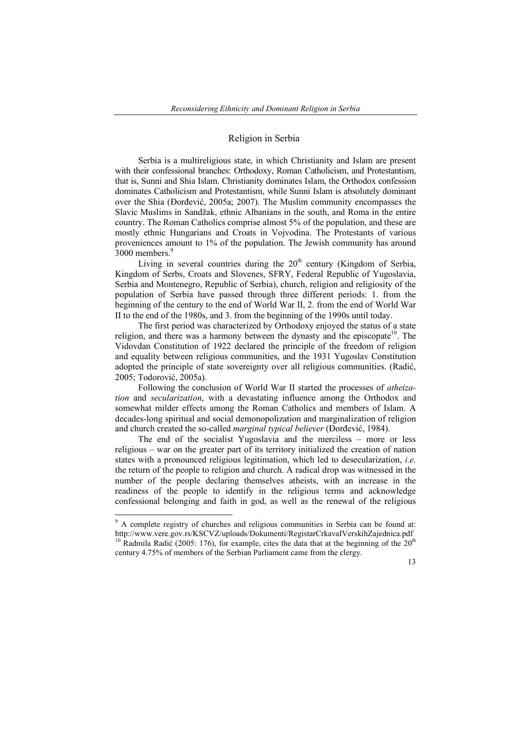## Religion in Serbia

Serbia is a multireligious state, in which Christianity and Islam are present with their confessional branches: Orthodoxy, Roman Catholicism, and Protestantism, that is, Sunni and Shia Islam. Christianity dominates Islam, the Orthodox confession dominates Catholicism and Protestantism, while Sunni Islam is absolutely dominant over the Shia (Đorđević, 2005a; 2007). The Muslim community encompasses the Slavic Muslims in Sandžak, ethnic Albanians in the south, and Roma in the entire country. The Roman Catholics comprise almost 5% of the population, and these are mostly ethnic Hungarians and Croats in Vojvodina. The Protestants of various proveniences amount to 1% of the population. The Jewish community has around 3000 members.[9]

Living in several countries during the 20th century (Kingdom of Serbia, Kingdom of Serbs, Croats and Slovenes, SFRY, Federal Republic of Yugoslavia, Serbia and Montenegro, Republic of Serbia), church, religion and religiosity of the population of Serbia have passed through three different periods: 1. from the beginning of the century to the end of World War II, 2. from the end of World War II to the end of the 1980s, and 3. from the beginning of the 1990s until today.

The first period was characterized by Orthodoxy enjoyed the status of a state religion, and there was a harmony between the dynasty and the episcopate[10]. The Vidovdan Constitution of 1922 declared the principle of the freedom of religion and equality between religious communities, and the 1931 Yugoslav Constitution adopted the principle of state sovereignty over all religious communities. (Radić, 2005; Todorović, 2005a).

Following the conclusion of World War II started the processes of *atheization* and *secularization*, with a devastating influence among the Orthodox and somewhat milder effects among the Roman Catholics and members of Islam. A decades-long spiritual and social demonopolization and marginalization of religion and church created the so-called *marginal typical believer* (Đorđević, 1984).

The end of the socialist Yugoslavia and the merciless – more or less religious – war on the greater part of its territory initialized the creation of nation states with a pronounced religious legitimation, which led to desecularization, *i.e.* the return of the people to religion and church. A radical drop was witnessed in the number of the people declaring themselves atheists, with an increase in the readiness of the people to identify in the religious terms and acknowledge confessional belonging and faith in god, as well as the renewal of the religious

---

[9] A complete registry of churches and religious communities in Serbia can be found at: http://www.vere.gov.rs/KSCVZ/uploads/Dokumenti/RegistarCrkavaIVerskihZajednica.pdf

[10] Radmila Radić (2005: 176), for example, cites the data that at the beginning of the 20th century 4.75% of members of the Serbian Parliament came from the clergy.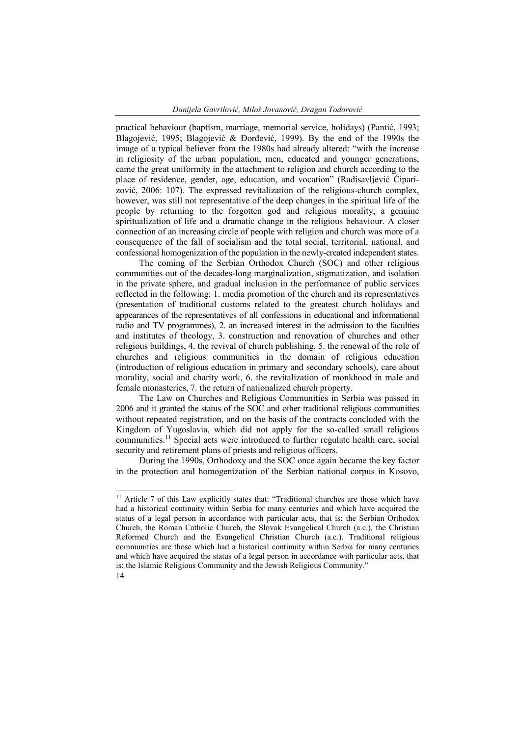practical behaviour (baptism, marriage, memorial service, holidays) (Pantić, 1993; Blagojević, 1995; Blagojević & Đorđević, 1999). By the end of the 1990s the image of a typical believer from the 1980s had already altered: "with the increase in religiosity of the urban population, men, educated and younger generations, came the great uniformity in the attachment to religion and church according to the place of residence, gender, age, education, and vocation" (Radisavljević Ćiparizović, 2006: 107). The expressed revitalization of the religious-church complex, however, was still not representative of the deep changes in the spiritual life of the people by returning to the forgotten god and religious morality, a genuine spiritualization of life and a dramatic change in the religious behaviour. A closer connection of an increasing circle of people with religion and church was more of a consequence of the fall of socialism and the total social, territorial, national, and confessional homogenization of the population in the newly-created independent states.

The coming of the Serbian Orthodox Church (SOC) and other religious communities out of the decades-long marginalization, stigmatization, and isolation in the private sphere, and gradual inclusion in the performance of public services reflected in the following: 1. media promotion of the church and its representatives (presentation of traditional customs related to the greatest church holidays and appearances of the representatives of all confessions in educational and informational radio and TV programmes), 2. an increased interest in the admission to the faculties and institutes of theology, 3. construction and renovation of churches and other religious buildings, 4. the revival of church publishing, 5. the renewal of the role of churches and religious communities in the domain of religious education (introduction of religious education in primary and secondary schools), care about morality, social and charity work, 6. the revitalization of monkhood in male and female monasteries, 7. the return of nationalized church property.

The Law on Churches and Religious Communities in Serbia was passed in 2006 and it granted the status of the SOC and other traditional religious communities without repeated registration, and on the basis of the contracts concluded with the Kingdom of Yugoslavia, which did not apply for the so-called small religious communities.[11] Special acts were introduced to further regulate health care, social security and retirement plans of priests and religious officers.

During the 1990s, Orthodoxy and the SOC once again became the key factor in the protection and homogenization of the Serbian national corpus in Kosovo,

---

[11] Article 7 of this Law explicitly states that: "Traditional churches are those which have had a historical continuity within Serbia for many centuries and which have acquired the status of a legal person in accordance with particular acts, that is: the Serbian Orthodox Church, the Roman Catholic Church, the Slovak Evangelical Church (a.c.), the Christian Reformed Church and the Evangelical Christian Church (a.c.). Traditional religious communities are those which had a historical continuity within Serbia for many centuries and which have acquired the status of a legal person in accordance with particular acts, that is: the Islamic Religious Community and the Jewish Religious Community."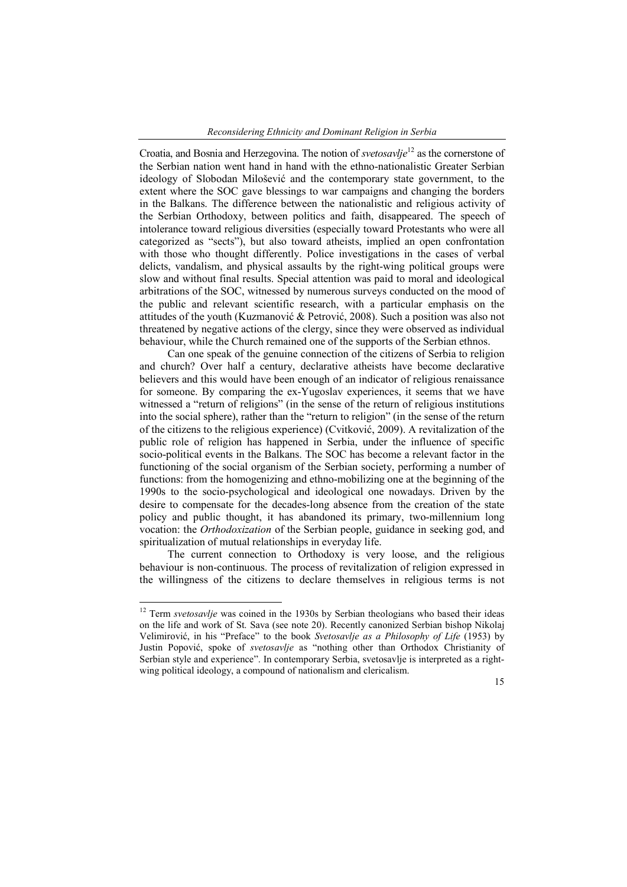Croatia, and Bosnia and Herzegovina. The notion of *svetosavlje*[12] as the cornerstone of the Serbian nation went hand in hand with the ethno-nationalistic Greater Serbian ideology of Slobodan Milošević and the contemporary state government, to the extent where the SOC gave blessings to war campaigns and changing the borders in the Balkans. The difference between the nationalistic and religious activity of the Serbian Orthodoxy, between politics and faith, disappeared. The speech of intolerance toward religious diversities (especially toward Protestants who were all categorized as "sects"), but also toward atheists, implied an open confrontation with those who thought differently. Police investigations in the cases of verbal delicts, vandalism, and physical assaults by the right-wing political groups were slow and without final results. Special attention was paid to moral and ideological arbitrations of the SOC, witnessed by numerous surveys conducted on the mood of the public and relevant scientific research, with a particular emphasis on the attitudes of the youth (Kuzmanović & Petrović, 2008). Such a position was also not threatened by negative actions of the clergy, since they were observed as individual behaviour, while the Church remained one of the supports of the Serbian ethnos.

Can one speak of the genuine connection of the citizens of Serbia to religion and church? Over half a century, declarative atheists have become declarative believers and this would have been enough of an indicator of religious renaissance for someone. By comparing the ex-Yugoslav experiences, it seems that we have witnessed a "return of religions" (in the sense of the return of religious institutions into the social sphere), rather than the "return to religion" (in the sense of the return of the citizens to the religious experience) (Cvitković, 2009). A revitalization of the public role of religion has happened in Serbia, under the influence of specific socio-political events in the Balkans. The SOC has become a relevant factor in the functioning of the social organism of the Serbian society, performing a number of functions: from the homogenizing and ethno-mobilizing one at the beginning of the 1990s to the socio-psychological and ideological one nowadays. Driven by the desire to compensate for the decades-long absence from the creation of the state policy and public thought, it has abandoned its primary, two-millennium long vocation: the *Orthodoxization* of the Serbian people, guidance in seeking god, and spiritualization of mutual relationships in everyday life.

The current connection to Orthodoxy is very loose, and the religious behaviour is non-continuous. The process of revitalization of religion expressed in the willingness of the citizens to declare themselves in religious terms is not

---

[12] Term *svetosavlje* was coined in the 1930s by Serbian theologians who based their ideas on the life and work of St. Sava (see note 20). Recently canonized Serbian bishop Nikolaj Velimirović, in his "Preface" to the book *Svetosavlje as a Philosophy of Life* (1953) by Justin Popović, spoke of *svetosavlje* as "nothing other than Orthodox Christianity of Serbian style and experience". In contemporary Serbia, svetosavlje is interpreted as a right-wing political ideology, a compound of nationalism and clericalism.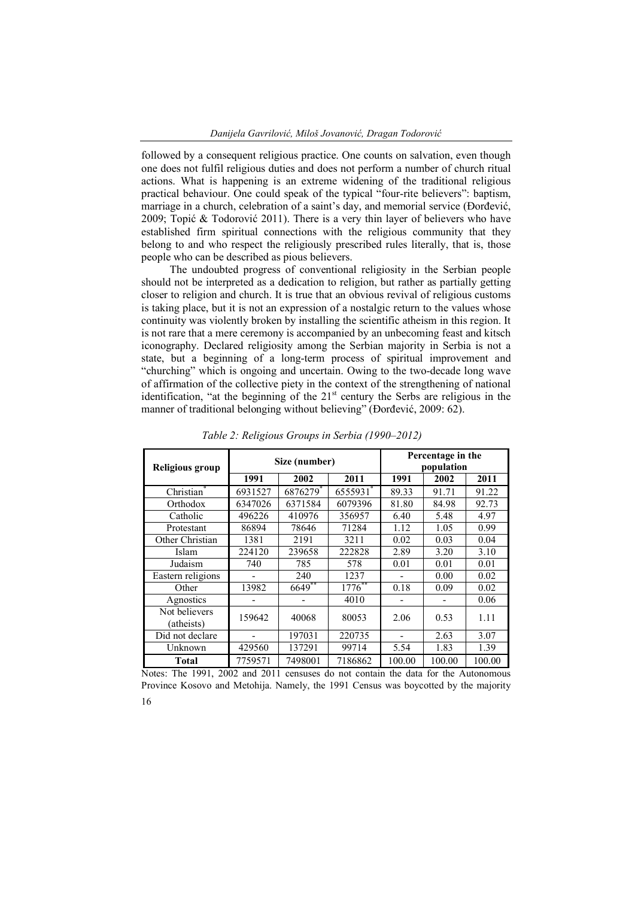followed by a consequent religious practice. One counts on salvation, even though one does not fulfil religious duties and does not perform a number of church ritual actions. What is happening is an extreme widening of the traditional religious practical behaviour. One could speak of the typical "four-rite believers": baptism, marriage in a church, celebration of a saint's day, and memorial service (Đorđević, 2009; Topić & Todorović 2011). There is a very thin layer of believers who have established firm spiritual connections with the religious community that they belong to and who respect the religiously prescribed rules literally, that is, those people who can be described as pious believers.

The undoubted progress of conventional religiosity in the Serbian people should not be interpreted as a dedication to religion, but rather as partially getting closer to religion and church. It is true that an obvious revival of religious customs is taking place, but it is not an expression of a nostalgic return to the values whose continuity was violently broken by installing the scientific atheism in this region. It is not rare that a mere ceremony is accompanied by an unbecoming feast and kitsch iconography. Declared religiosity among the Serbian majority in Serbia is not a state, but a beginning of a long-term process of spiritual improvement and "churching" which is ongoing and uncertain. Owing to the two-decade long wave of affirmation of the collective piety in the context of the strengthening of national identification, "at the beginning of the 21st century the Serbs are religious in the manner of traditional belonging without believing" (Đorđević, 2009: 62).

*Table 2: Religious Groups in Serbia (1990–2012)*

| Religious group | Size (number) | | | Percentage in the population | | |
|---|---|---|---|---|---|---|
| | 1991 | 2002 | 2011 | 1991 | 2002 | 2011 |
| Christian* | 6931527 | 6876279* | 6555931* | 89.33 | 91.71 | 91.22 |
| Orthodox | 6347026 | 6371584 | 6079396 | 81.80 | 84.98 | 92.73 |
| Catholic | 496226 | 410976 | 356957 | 6.40 | 5.48 | 4.97 |
| Protestant | 86894 | 78646 | 71284 | 1.12 | 1.05 | 0.99 |
| Other Christian | 1381 | 2191 | 3211 | 0.02 | 0.03 | 0.04 |
| Islam | 224120 | 239658 | 222828 | 2.89 | 3.20 | 3.10 |
| Judaism | 740 | 785 | 578 | 0.01 | 0.01 | 0.01 |
| Eastern religions | - | 240 | 1237 | - | 0.00 | 0.02 |
| Other | 13982 | 6649** | 1776** | 0.18 | 0.09 | 0.02 |
| Agnostics | - | - | 4010 | - | - | 0.06 |
| Not believers (atheists) | 159642 | 40068 | 80053 | 2.06 | 0.53 | 1.11 |
| Did not declare | - | 197031 | 220735 | - | 2.63 | 3.07 |
| Unknown | 429560 | 137291 | 99714 | 5.54 | 1.83 | 1.39 |
| **Total** | 7759571 | 7498001 | 7186862 | 100.00 | 100.00 | 100.00 |

Notes: The 1991, 2002 and 2011 censuses do not contain the data for the Autonomous Province Kosovo and Metohija. Namely, the 1991 Census was boycotted by the majority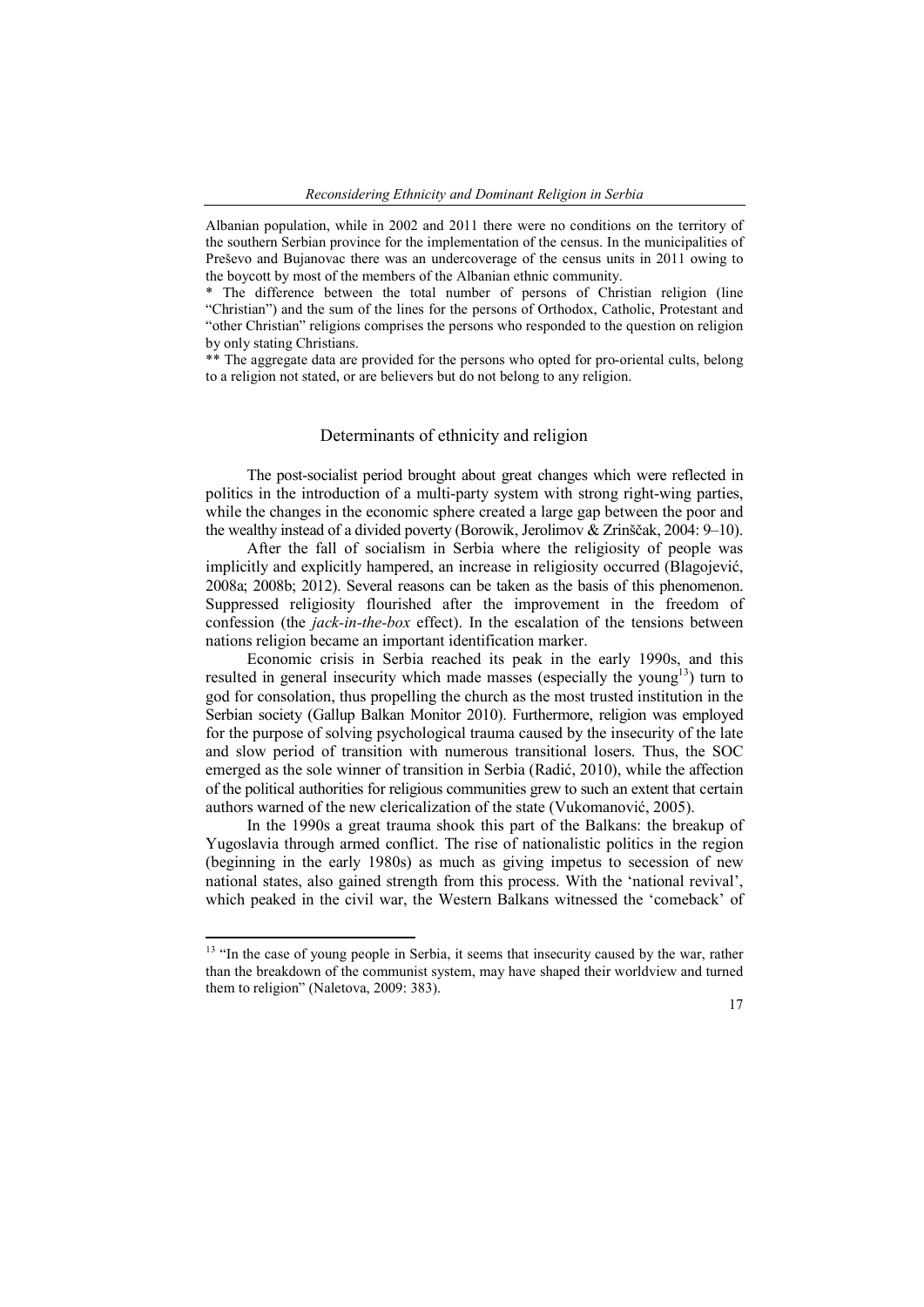Albanian population, while in 2002 and 2011 there were no conditions on the territory of the southern Serbian province for the implementation of the census. In the municipalities of Preševo and Bujanovac there was an undercoverage of the census units in 2011 owing to the boycott by most of the members of the Albanian ethnic community.

* The difference between the total number of persons of Christian religion (line "Christian") and the sum of the lines for the persons of Orthodox, Catholic, Protestant and "other Christian" religions comprises the persons who responded to the question on religion by only stating Christians.

** The aggregate data are provided for the persons who opted for pro-oriental cults, belong to a religion not stated, or are believers but do not belong to any religion.

## Determinants of ethnicity and religion

The post-socialist period brought about great changes which were reflected in politics in the introduction of a multi-party system with strong right-wing parties, while the changes in the economic sphere created a large gap between the poor and the wealthy instead of a divided poverty (Borowik, Jerolimov & Zrinščak, 2004: 9–10).

After the fall of socialism in Serbia where the religiosity of people was implicitly and explicitly hampered, an increase in religiosity occurred (Blagojević, 2008a; 2008b; 2012). Several reasons can be taken as the basis of this phenomenon. Suppressed religiosity flourished after the improvement in the freedom of confession (the *jack-in-the-box* effect). In the escalation of the tensions between nations religion became an important identification marker.

Economic crisis in Serbia reached its peak in the early 1990s, and this resulted in general insecurity which made masses (especially the young[13]) turn to god for consolation, thus propelling the church as the most trusted institution in the Serbian society (Gallup Balkan Monitor 2010). Furthermore, religion was employed for the purpose of solving psychological trauma caused by the insecurity of the late and slow period of transition with numerous transitional losers. Thus, the SOC emerged as the sole winner of transition in Serbia (Radić, 2010), while the affection of the political authorities for religious communities grew to such an extent that certain authors warned of the new clericalization of the state (Vukomanović, 2005).

In the 1990s a great trauma shook this part of the Balkans: the breakup of Yugoslavia through armed conflict. The rise of nationalistic politics in the region (beginning in the early 1980s) as much as giving impetus to secession of new national states, also gained strength from this process. With the 'national revival', which peaked in the civil war, the Western Balkans witnessed the 'comeback' of

[13] "In the case of young people in Serbia, it seems that insecurity caused by the war, rather than the breakdown of the communist system, may have shaped their worldview and turned them to religion" (Naletova, 2009: 383).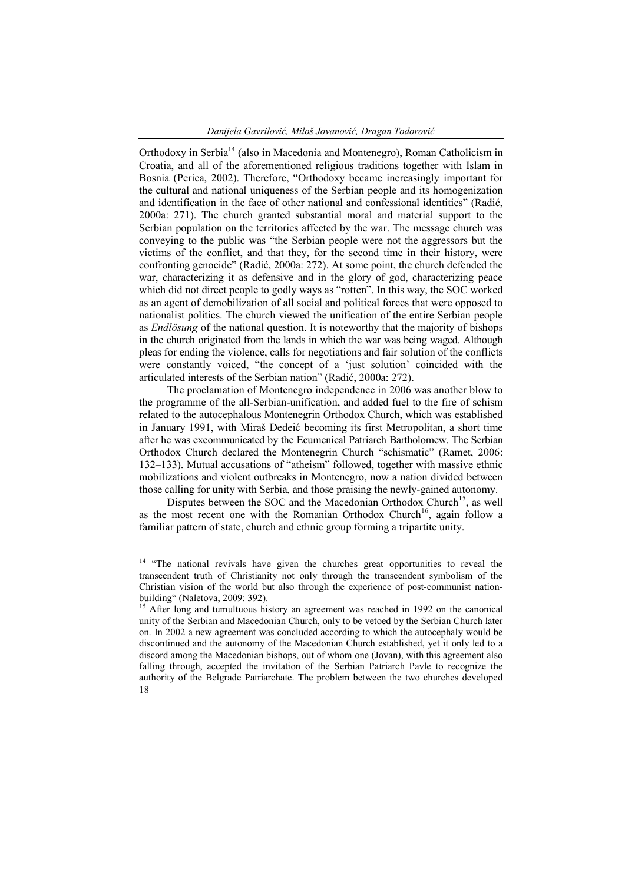Orthodoxy in Serbia[14] (also in Macedonia and Montenegro), Roman Catholicism in Croatia, and all of the aforementioned religious traditions together with Islam in Bosnia (Perica, 2002). Therefore, "Orthodoxy became increasingly important for the cultural and national uniqueness of the Serbian people and its homogenization and identification in the face of other national and confessional identities" (Radić, 2000a: 271). The church granted substantial moral and material support to the Serbian population on the territories affected by the war. The message church was conveying to the public was "the Serbian people were not the aggressors but the victims of the conflict, and that they, for the second time in their history, were confronting genocide" (Radić, 2000a: 272). At some point, the church defended the war, characterizing it as defensive and in the glory of god, characterizing peace which did not direct people to godly ways as "rotten". In this way, the SOC worked as an agent of demobilization of all social and political forces that were opposed to nationalist politics. The church viewed the unification of the entire Serbian people as *Endlösung* of the national question. It is noteworthy that the majority of bishops in the church originated from the lands in which the war was being waged. Although pleas for ending the violence, calls for negotiations and fair solution of the conflicts were constantly voiced, "the concept of a 'just solution' coincided with the articulated interests of the Serbian nation" (Radić, 2000a: 272).

The proclamation of Montenegro independence in 2006 was another blow to the programme of the all-Serbian-unification, and added fuel to the fire of schism related to the autocephalous Montenegrin Orthodox Church, which was established in January 1991, with Miraš Dedeić becoming its first Metropolitan, a short time after he was excommunicated by the Ecumenical Patriarch Bartholomew. The Serbian Orthodox Church declared the Montenegrin Church "schismatic" (Ramet, 2006: 132–133). Mutual accusations of "atheism" followed, together with massive ethnic mobilizations and violent outbreaks in Montenegro, now a nation divided between those calling for unity with Serbia, and those praising the newly-gained autonomy.

Disputes between the SOC and the Macedonian Orthodox Church[15], as well as the most recent one with the Romanian Orthodox Church[16], again follow a familiar pattern of state, church and ethnic group forming a tripartite unity.

---

[14] "The national revivals have given the churches great opportunities to reveal the transcendent truth of Christianity not only through the transcendent symbolism of the Christian vision of the world but also through the experience of post-communist nation-building" (Naletova, 2009: 392).

[15] After long and tumultuous history an agreement was reached in 1992 on the canonical unity of the Serbian and Macedonian Church, only to be vetoed by the Serbian Church later on. In 2002 a new agreement was concluded according to which the autocephaly would be discontinued and the autonomy of the Macedonian Church established, yet it only led to a discord among the Macedonian bishops, out of whom one (Jovan), with this agreement also falling through, accepted the invitation of the Serbian Patriarch Pavle to recognize the authority of the Belgrade Patriarchate. The problem between the two churches developed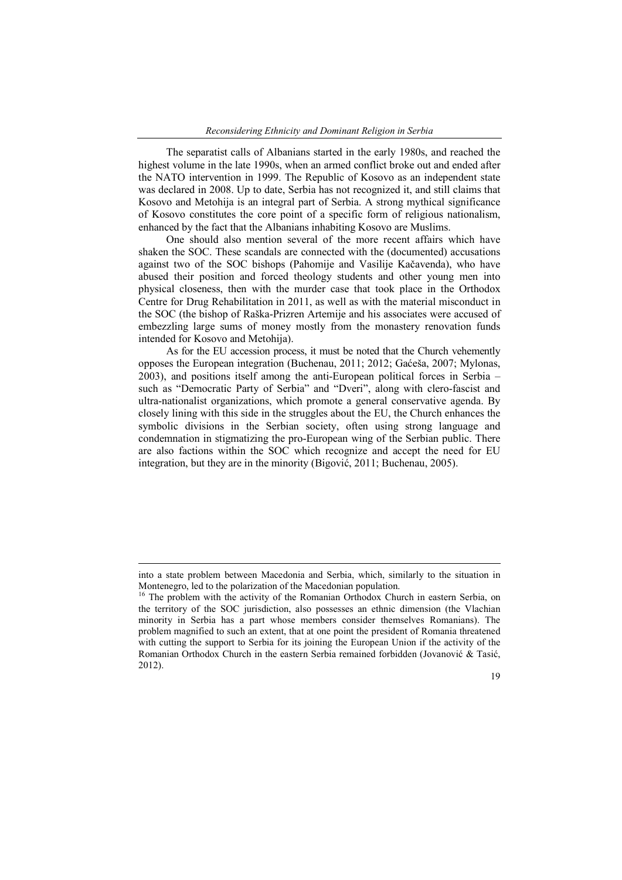The separatist calls of Albanians started in the early 1980s, and reached the highest volume in the late 1990s, when an armed conflict broke out and ended after the NATO intervention in 1999. The Republic of Kosovo as an independent state was declared in 2008. Up to date, Serbia has not recognized it, and still claims that Kosovo and Metohija is an integral part of Serbia. A strong mythical significance of Kosovo constitutes the core point of a specific form of religious nationalism, enhanced by the fact that the Albanians inhabiting Kosovo are Muslims.

One should also mention several of the more recent affairs which have shaken the SOC. These scandals are connected with the (documented) accusations against two of the SOC bishops (Pahomije and Vasilije Kačavenda), who have abused their position and forced theology students and other young men into physical closeness, then with the murder case that took place in the Orthodox Centre for Drug Rehabilitation in 2011, as well as with the material misconduct in the SOC (the bishop of Raška-Prizren Artemije and his associates were accused of embezzling large sums of money mostly from the monastery renovation funds intended for Kosovo and Metohija).

As for the EU accession process, it must be noted that the Church vehemently opposes the European integration (Buchenau, 2011; 2012; Gaćeša, 2007; Mylonas, 2003), and positions itself among the anti-European political forces in Serbia – such as "Democratic Party of Serbia" and "Dveri", along with clero-fascist and ultra-nationalist organizations, which promote a general conservative agenda. By closely lining with this side in the struggles about the EU, the Church enhances the symbolic divisions in the Serbian society, often using strong language and condemnation in stigmatizing the pro-European wing of the Serbian public. There are also factions within the SOC which recognize and accept the need for EU integration, but they are in the minority (Bigović, 2011; Buchenau, 2005).

---

into a state problem between Macedonia and Serbia, which, similarly to the situation in Montenegro, led to the polarization of the Macedonian population.

[16] The problem with the activity of the Romanian Orthodox Church in eastern Serbia, on the territory of the SOC jurisdiction, also possesses an ethnic dimension (the Vlachian minority in Serbia has a part whose members consider themselves Romanians). The problem magnified to such an extent, that at one point the president of Romania threatened with cutting the support to Serbia for its joining the European Union if the activity of the Romanian Orthodox Church in the eastern Serbia remained forbidden (Jovanović & Tasić, 2012).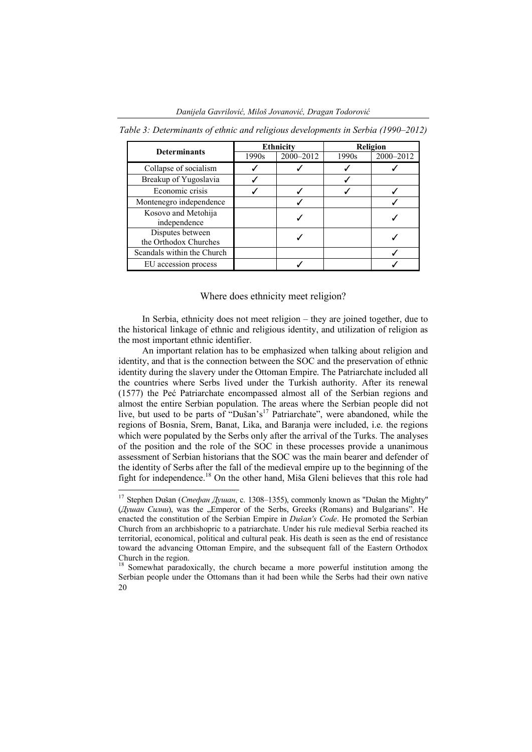*Table 3: Determinants of ethnic and religious developments in Serbia (1990–2012)*

| Determinants | Ethnicity | | Religion | |
|---|---|---|---|---|
| | 1990s | 2000–2012 | 1990s | 2000–2012 |
| Collapse of socialism | ✓ | ✓ | ✓ | ✓ |
| Breakup of Yugoslavia | ✓ | | ✓ | |
| Economic crisis | ✓ | ✓ | ✓ | ✓ |
| Montenegro independence | | ✓ | | ✓ |
| Kosovo and Metohija independence | | ✓ | | ✓ |
| Disputes between the Orthodox Churches | | ✓ | | ✓ |
| Scandals within the Church | | | | ✓ |
| EU accession process | | ✓ | | ✓ |

## Where does ethnicity meet religion?

In Serbia, ethnicity does not meet religion – they are joined together, due to the historical linkage of ethnic and religious identity, and utilization of religion as the most important ethnic identifier.

An important relation has to be emphasized when talking about religion and identity, and that is the connection between the SOC and the preservation of ethnic identity during the slavery under the Ottoman Empire. The Patriarchate included all the countries where Serbs lived under the Turkish authority. After its renewal (1577) the Peć Patriarchate encompassed almost all of the Serbian regions and almost the entire Serbian population. The areas where the Serbian people did not live, but used to be parts of "Dušan's[17] Patriarchate", were abandoned, while the regions of Bosnia, Srem, Banat, Lika, and Baranja were included, i.e. the regions which were populated by the Serbs only after the arrival of the Turks. The analyses of the position and the role of the SOC in these processes provide a unanimous assessment of Serbian historians that the SOC was the main bearer and defender of the identity of Serbs after the fall of the medieval empire up to the beginning of the fight for independence.[18] On the other hand, Miša Gleni believes that this role had

---

[17] Stephen Dušan (*Стефан Душан*, c. 1308–1355), commonly known as "Dušan the Mighty" (*Душан Силни*), was the „Emperor of the Serbs, Greeks (Romans) and Bulgarians". He enacted the constitution of the Serbian Empire in *Dušan's Code*. He promoted the Serbian Church from an archbishopric to a patriarchate. Under his rule medieval Serbia reached its territorial, economical, political and cultural peak. His death is seen as the end of resistance toward the advancing Ottoman Empire, and the subsequent fall of the Eastern Orthodox Church in the region.

[18] Somewhat paradoxically, the church became a more powerful institution among the Serbian people under the Ottomans than it had been while the Serbs had their own native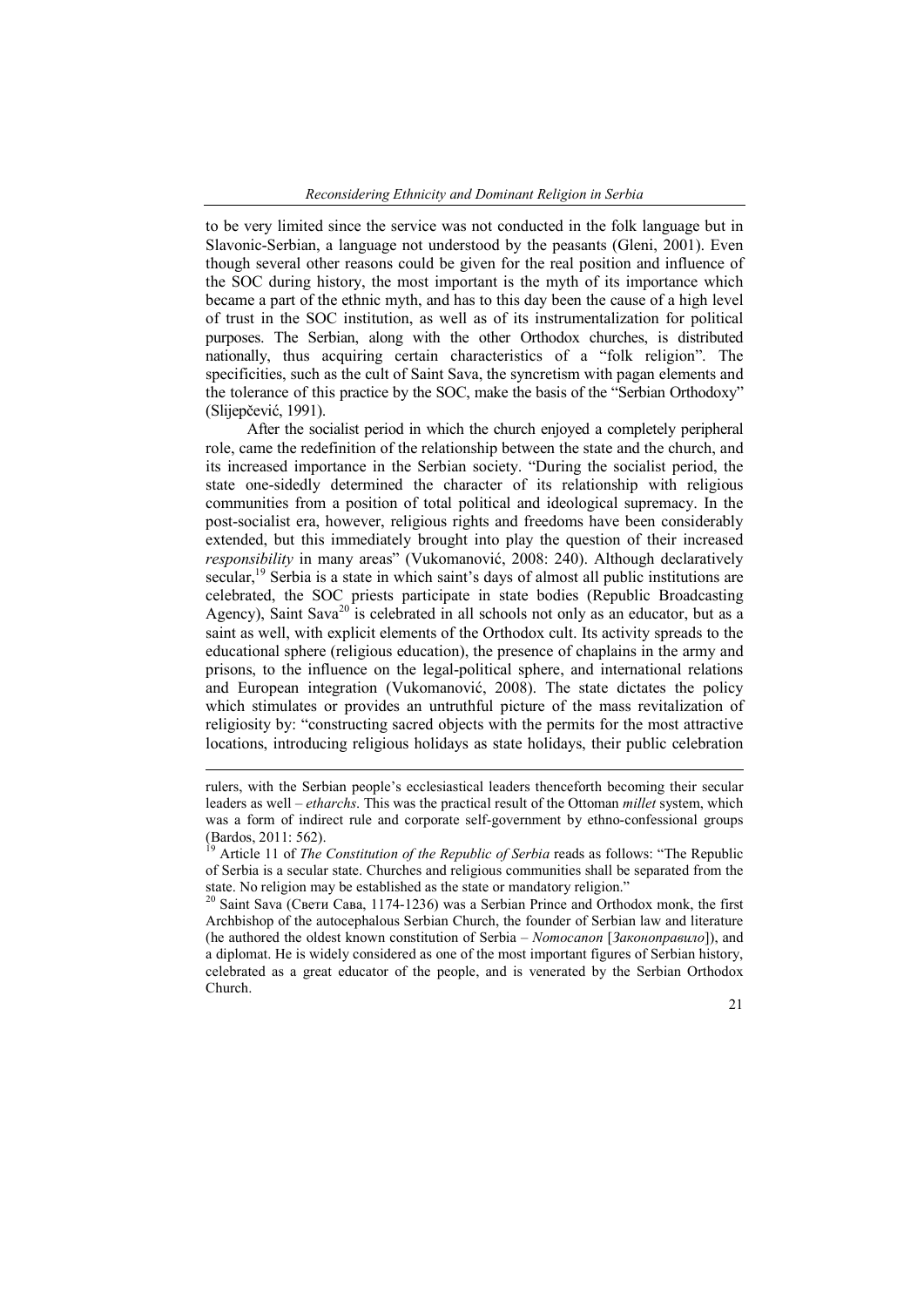to be very limited since the service was not conducted in the folk language but in Slavonic-Serbian, a language not understood by the peasants (Gleni, 2001). Even though several other reasons could be given for the real position and influence of the SOC during history, the most important is the myth of its importance which became a part of the ethnic myth, and has to this day been the cause of a high level of trust in the SOC institution, as well as of its instrumentalization for political purposes. The Serbian, along with the other Orthodox churches, is distributed nationally, thus acquiring certain characteristics of a "folk religion". The specificities, such as the cult of Saint Sava, the syncretism with pagan elements and the tolerance of this practice by the SOC, make the basis of the "Serbian Orthodoxy" (Slijepčević, 1991).

After the socialist period in which the church enjoyed a completely peripheral role, came the redefinition of the relationship between the state and the church, and its increased importance in the Serbian society. "During the socialist period, the state one-sidedly determined the character of its relationship with religious communities from a position of total political and ideological supremacy. In the post-socialist era, however, religious rights and freedoms have been considerably extended, but this immediately brought into play the question of their increased *responsibility* in many areas" (Vukomanović, 2008: 240). Although declaratively secular,[19] Serbia is a state in which saint's days of almost all public institutions are celebrated, the SOC priests participate in state bodies (Republic Broadcasting Agency), Saint Sava[20] is celebrated in all schools not only as an educator, but as a saint as well, with explicit elements of the Orthodox cult. Its activity spreads to the educational sphere (religious education), the presence of chaplains in the army and prisons, to the influence on the legal-political sphere, and international relations and European integration (Vukomanović, 2008). The state dictates the policy which stimulates or provides an untruthful picture of the mass revitalization of religiosity by: "constructing sacred objects with the permits for the most attractive locations, introducing religious holidays as state holidays, their public celebration

---

rulers, with the Serbian people's ecclesiastical leaders thenceforth becoming their secular leaders as well – *etharchs*. This was the practical result of the Ottoman *millet* system, which was a form of indirect rule and corporate self-government by ethno-confessional groups (Bardos, 2011: 562).

[19] Article 11 of *The Constitution of the Republic of Serbia* reads as follows: "The Republic of Serbia is a secular state. Churches and religious communities shall be separated from the state. No religion may be established as the state or mandatory religion."

[20] Saint Sava (Свети Сава, 1174-1236) was a Serbian Prince and Orthodox monk, the first Archbishop of the autocephalous Serbian Church, the founder of Serbian law and literature (he authored the oldest known constitution of Serbia – *Nomocanon* [*Законоправило*]), and a diplomat. He is widely considered as one of the most important figures of Serbian history, celebrated as a great educator of the people, and is venerated by the Serbian Orthodox Church.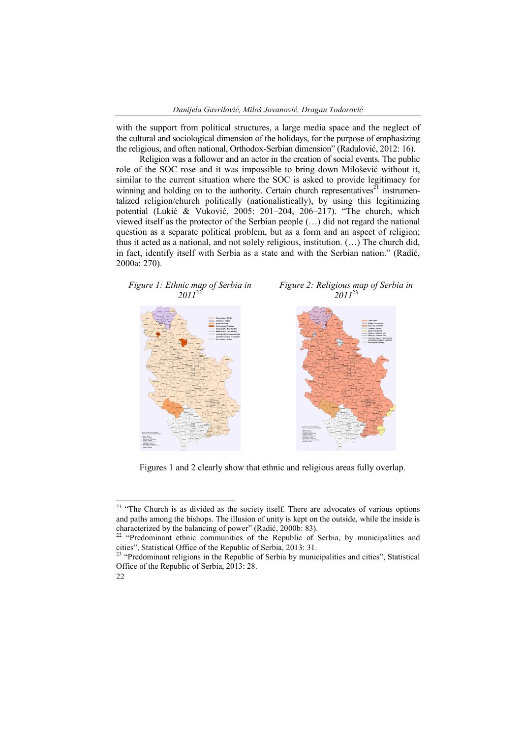with the support from political structures, a large media space and the neglect of the cultural and sociological dimension of the holidays, for the purpose of emphasizing the religious, and often national, Orthodox-Serbian dimension" (Radulović, 2012: 16).

Religion was a follower and an actor in the creation of social events. The public role of the SOC rose and it was impossible to bring down Milošević without it, similar to the current situation where the SOC is asked to provide legitimacy for winning and holding on to the authority. Certain church representatives[21] instrumentalized religion/church politically (nationalistically), by using this legitimizing potential (Lukić & Vuković, 2005: 201–204, 206–217). "The church, which viewed itself as the protector of the Serbian people (…) did not regard the national question as a separate political problem, but as a form and an aspect of religion; thus it acted as a national, and not solely religious, institution. (…) The church did, in fact, identify itself with Serbia as a state and with the Serbian nation." (Radić, 2000a: 270).

*Figure 1: Ethnic map of Serbia in 2011*[22]

*Figure 2: Religious map of Serbia in 2011*[23]

Figures 1 and 2 clearly show that ethnic and religious areas fully overlap.

---

[21] "The Church is as divided as the society itself. There are advocates of various options and paths among the bishops. The illusion of unity is kept on the outside, while the inside is characterized by the balancing of power" (Radić, 2000b: 83).

[22] "Predominant ethnic communities of the Republic of Serbia, by municipalities and cities", Statistical Office of the Republic of Serbia, 2013: 31.

[23] "Predominant religions in the Republic of Serbia by municipalities and cities", Statistical Office of the Republic of Serbia, 2013: 28.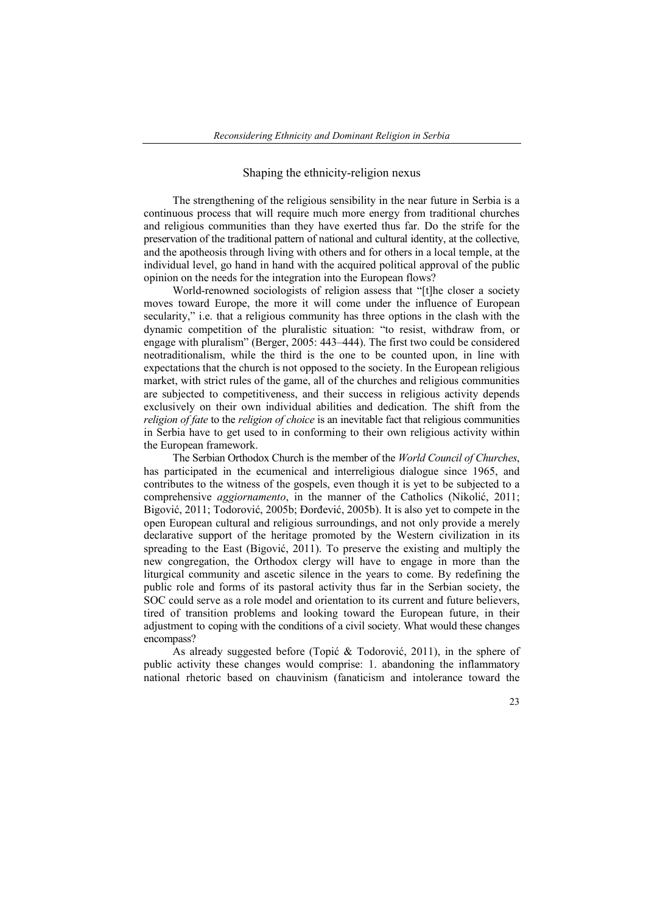## Shaping the ethnicity-religion nexus

The strengthening of the religious sensibility in the near future in Serbia is a continuous process that will require much more energy from traditional churches and religious communities than they have exerted thus far. Do the strife for the preservation of the traditional pattern of national and cultural identity, at the collective, and the apotheosis through living with others and for others in a local temple, at the individual level, go hand in hand with the acquired political approval of the public opinion on the needs for the integration into the European flows?

World-renowned sociologists of religion assess that "[t]he closer a society moves toward Europe, the more it will come under the influence of European secularity," i.e. that a religious community has three options in the clash with the dynamic competition of the pluralistic situation: "to resist, withdraw from, or engage with pluralism" (Berger, 2005: 443–444). The first two could be considered neotraditionalism, while the third is the one to be counted upon, in line with expectations that the church is not opposed to the society. In the European religious market, with strict rules of the game, all of the churches and religious communities are subjected to competitiveness, and their success in religious activity depends exclusively on their own individual abilities and dedication. The shift from the *religion of fate* to the *religion of choice* is an inevitable fact that religious communities in Serbia have to get used to in conforming to their own religious activity within the European framework.

The Serbian Orthodox Church is the member of the *World Council of Churches*, has participated in the ecumenical and interreligious dialogue since 1965, and contributes to the witness of the gospels, even though it is yet to be subjected to a comprehensive *aggiornamento*, in the manner of the Catholics (Nikolić, 2011; Bigović, 2011; Todorović, 2005b; Đorđević, 2005b). It is also yet to compete in the open European cultural and religious surroundings, and not only provide a merely declarative support of the heritage promoted by the Western civilization in its spreading to the East (Bigović, 2011). To preserve the existing and multiply the new congregation, the Orthodox clergy will have to engage in more than the liturgical community and ascetic silence in the years to come. By redefining the public role and forms of its pastoral activity thus far in the Serbian society, the SOC could serve as a role model and orientation to its current and future believers, tired of transition problems and looking toward the European future, in their adjustment to coping with the conditions of a civil society. What would these changes encompass?

As already suggested before (Topić & Todorović, 2011), in the sphere of public activity these changes would comprise: 1. abandoning the inflammatory national rhetoric based on chauvinism (fanaticism and intolerance toward the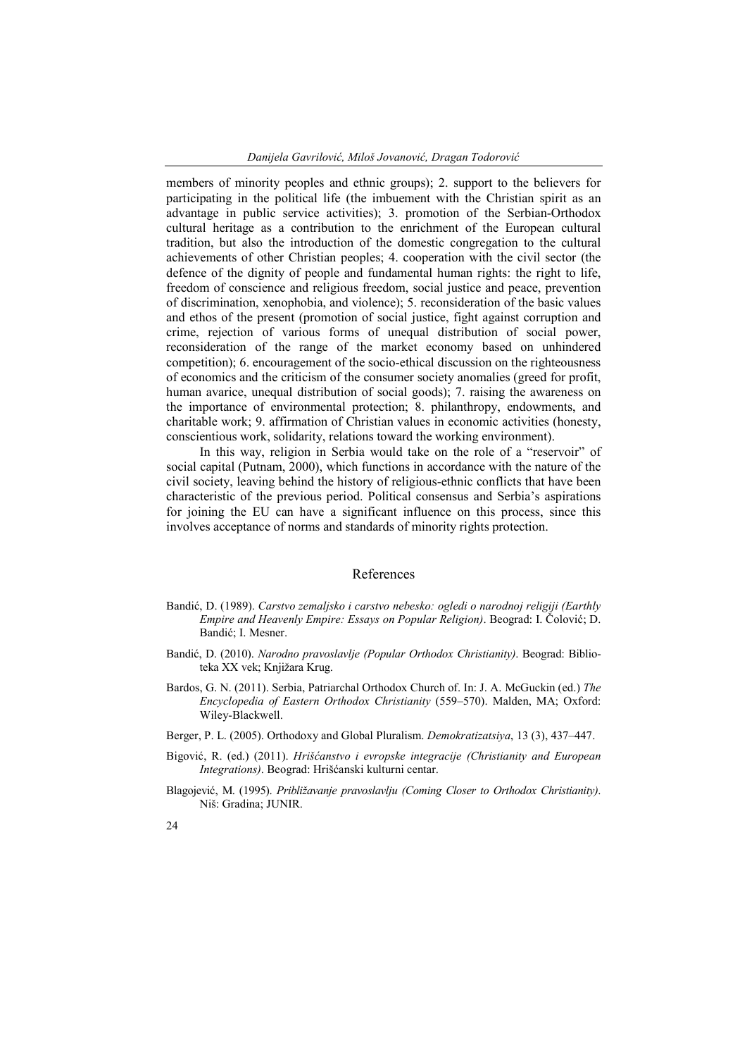members of minority peoples and ethnic groups); 2. support to the believers for participating in the political life (the imbuement with the Christian spirit as an advantage in public service activities); 3. promotion of the Serbian-Orthodox cultural heritage as a contribution to the enrichment of the European cultural tradition, but also the introduction of the domestic congregation to the cultural achievements of other Christian peoples; 4. cooperation with the civil sector (the defence of the dignity of people and fundamental human rights: the right to life, freedom of conscience and religious freedom, social justice and peace, prevention of discrimination, xenophobia, and violence); 5. reconsideration of the basic values and ethos of the present (promotion of social justice, fight against corruption and crime, rejection of various forms of unequal distribution of social power, reconsideration of the range of the market economy based on unhindered competition); 6. encouragement of the socio-ethical discussion on the righteousness of economics and the criticism of the consumer society anomalies (greed for profit, human avarice, unequal distribution of social goods); 7. raising the awareness on the importance of environmental protection; 8. philanthropy, endowments, and charitable work; 9. affirmation of Christian values in economic activities (honesty, conscientious work, solidarity, relations toward the working environment).

In this way, religion in Serbia would take on the role of a "reservoir" of social capital (Putnam, 2000), which functions in accordance with the nature of the civil society, leaving behind the history of religious-ethnic conflicts that have been characteristic of the previous period. Political consensus and Serbia's aspirations for joining the EU can have a significant influence on this process, since this involves acceptance of norms and standards of minority rights protection.

## References

Bandić, D. (1989). *Carstvo zemaljsko i carstvo nebesko: ogledi o narodnoj religiji (Earthly Empire and Heavenly Empire: Essays on Popular Religion)*. Beograd: I. Čolović; D. Bandić; I. Mesner.

Bandić, D. (2010). *Narodno pravoslavlje (Popular Orthodox Christianity)*. Beograd: Biblioteka XX vek; Knjižara Krug.

Bardos, G. N. (2011). Serbia, Patriarchal Orthodox Church of. In: J. A. McGuckin (ed.) *The Encyclopedia of Eastern Orthodox Christianity* (559–570). Malden, MA; Oxford: Wiley-Blackwell.

Berger, P. L. (2005). Orthodoxy and Global Pluralism. *Demokratizatsiya*, 13 (3), 437–447.

Bigović, R. (ed.) (2011). *Hrišćanstvo i evropske integracije (Christianity and European Integrations)*. Beograd: Hrišćanski kulturni centar.

Blagojević, M. (1995). *Približavanje pravoslavlju (Coming Closer to Orthodox Christianity)*. Niš: Gradina; JUNIR.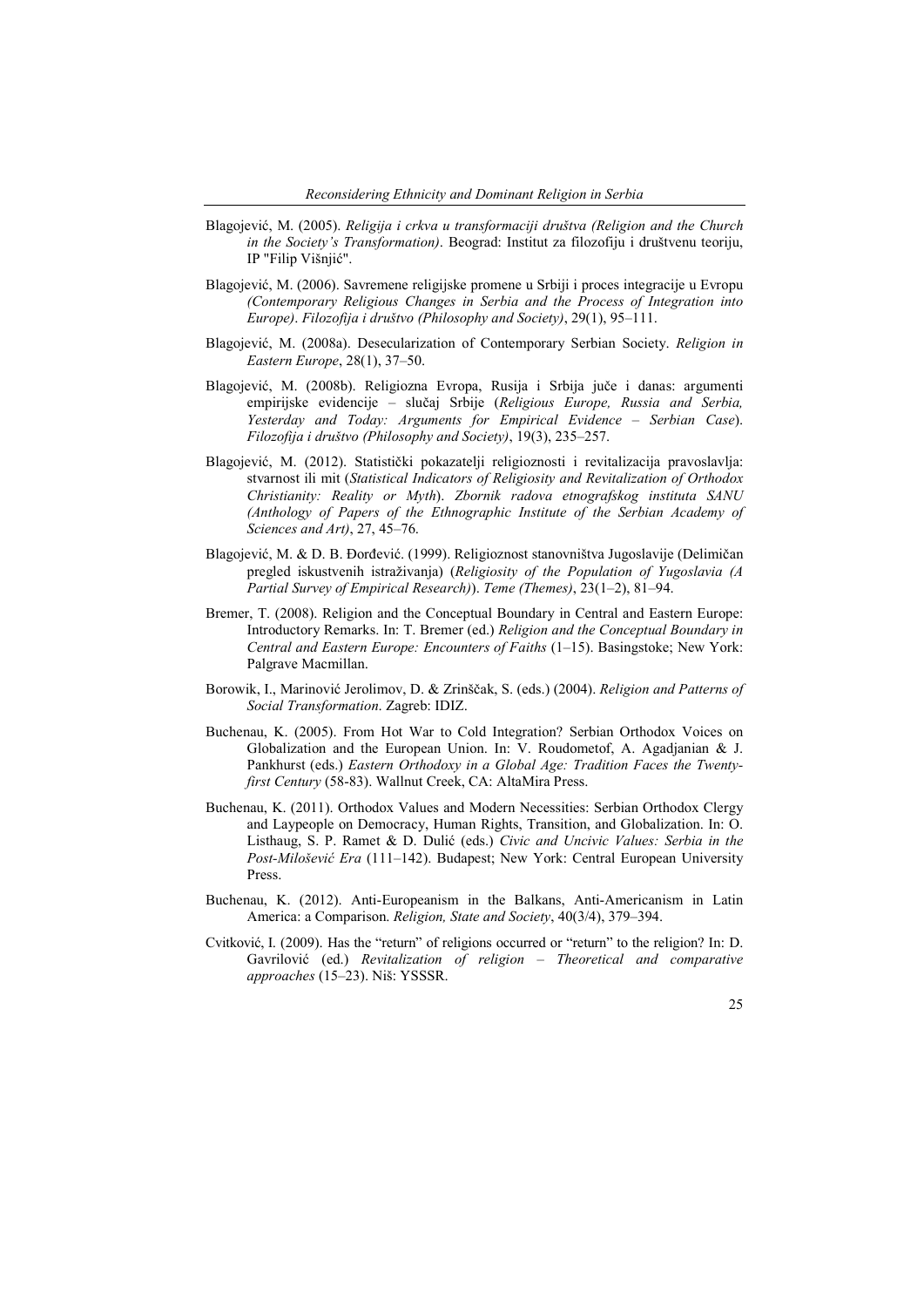Blagojević, M. (2005). *Religija i crkva u transformaciji društva (Religion and the Church in the Society's Transformation)*. Beograd: Institut za filozofiju i društvenu teoriju, IP "Filip Višnjić".

Blagojević, M. (2006). Savremene religijske promene u Srbiji i proces integracije u Evropu *(Contemporary Religious Changes in Serbia and the Process of Integration into Europe)*. *Filozofija i društvo (Philosophy and Society)*, 29(1), 95–111.

Blagojević, M. (2008a). Desecularization of Contemporary Serbian Society. *Religion in Eastern Europe*, 28(1), 37–50.

Blagojević, M. (2008b). Religiozna Evropa, Rusija i Srbija juče i danas: argumenti empirijske evidencije – slučaj Srbije (*Religious Europe, Russia and Serbia, Yesterday and Today: Arguments for Empirical Evidence – Serbian Case*). *Filozofija i društvo (Philosophy and Society)*, 19(3), 235–257.

Blagojević, M. (2012). Statistički pokazatelji religioznosti i revitalizacija pravoslavlja: stvarnost ili mit (*Statistical Indicators of Religiosity and Revitalization of Orthodox Christianity: Reality or Myth*). *Zbornik radova etnografskog instituta SANU (Anthology of Papers of the Ethnographic Institute of the Serbian Academy of Sciences and Art)*, 27, 45–76.

Blagojević, M. & D. B. Đorđević. (1999). Religioznost stanovništva Jugoslavije (Delimičan pregled iskustvenih istraživanja) (*Religiosity of the Population of Yugoslavia (A Partial Survey of Empirical Research)*). *Teme (Themes)*, 23(1–2), 81–94.

Bremer, T. (2008). Religion and the Conceptual Boundary in Central and Eastern Europe: Introductory Remarks. In: T. Bremer (ed.) *Religion and the Conceptual Boundary in Central and Eastern Europe: Encounters of Faiths* (1–15). Basingstoke; New York: Palgrave Macmillan.

Borowik, I., Marinović Jerolimov, D. & Zrinščak, S. (eds.) (2004). *Religion and Patterns of Social Transformation*. Zagreb: IDIZ.

Buchenau, K. (2005). From Hot War to Cold Integration? Serbian Orthodox Voices on Globalization and the European Union. In: V. Roudometof, A. Agadjanian & J. Pankhurst (eds.) *Eastern Orthodoxy in a Global Age: Tradition Faces the Twenty-first Century* (58-83). Wallnut Creek, CA: AltaMira Press.

Buchenau, K. (2011). Orthodox Values and Modern Necessities: Serbian Orthodox Clergy and Laypeople on Democracy, Human Rights, Transition, and Globalization. In: O. Listhaug, S. P. Ramet & D. Dulić (eds.) *Civic and Uncivic Values: Serbia in the Post-Milošević Era* (111–142). Budapest; New York: Central European University Press.

Buchenau, K. (2012). Anti-Europeanism in the Balkans, Anti-Americanism in Latin America: a Comparison. *Religion, State and Society*, 40(3/4), 379–394.

Cvitković, I. (2009). Has the "return" of religions occurred or "return" to the religion? In: D. Gavrilović (ed.) *Revitalization of religion – Theoretical and comparative approaches* (15–23). Niš: YSSSR.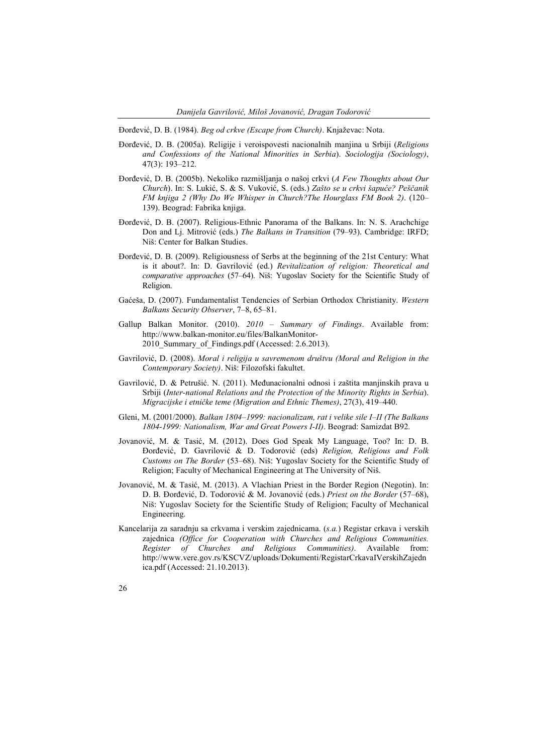Đorđević, D. B. (1984). *Beg od crkve (Escape from Church)*. Knjaževac: Nota.

Đorđević, D. B. (2005a). Religije i veroispovesti nacionalnih manjina u Srbiji (*Religions and Confessions of the National Minorities in Serbia*). *Sociologija (Sociology)*, 47(3): 193–212.

Đorđević, D. B. (2005b). Nekoliko razmišljanja o našoj crkvi (*A Few Thoughts about Our Church*). In: S. Lukić, S. & S. Vuković, S. (eds.) *Zašto se u crkvi šapuće? Peščanik FM knjiga 2 (Why Do We Whisper in Church?The Hourglass FM Book 2)*. (120–139). Beograd: Fabrika knjiga.

Đorđević, D. B. (2007). Religious-Ethnic Panorama of the Balkans. In: N. S. Arachchige Don and Lj. Mitrović (eds.) *The Balkans in Transition* (79–93). Cambridge: IRFD; Niš: Center for Balkan Studies.

Đorđević, D. B. (2009). Religiousness of Serbs at the beginning of the 21st Century: What is it about?. In: D. Gavrilović (ed.) *Revitalization of religion: Theoretical and comparative approaches* (57–64). Niš: Yugoslav Society for the Scientific Study of Religion.

Gaćeša, D. (2007). Fundamentalist Tendencies of Serbian Orthodox Christianity. *Western Balkans Security Observer*, 7–8, 65–81.

Gallup Balkan Monitor. (2010). *2010 – Summary of Findings*. Available from: http://www.balkan-monitor.eu/files/BalkanMonitor-2010_Summary_of_Findings.pdf (Accessed: 2.6.2013).

Gavrilović, D. (2008). *Moral i religija u savremenom društvu (Moral and Religion in the Contemporary Society)*. Niš: Filozofski fakultet.

Gavrilović, D. & Petrušić. N. (2011). Međunacionalni odnosi i zaštita manjinskih prava u Srbiji (*Inter-national Relations and the Protection of the Minority Rights in Serbia*). *Migracijske i etničke teme (Migration and Ethnic Themes)*, 27(3), 419–440.

Gleni, M. (2001/2000). *Balkan 1804–1999: nacionalizam, rat i velike sile I–II (The Balkans 1804-1999: Nationalism, War and Great Powers I-II)*. Beograd: Samizdat B92.

Jovanović, M. & Tasić, M. (2012). Does God Speak My Language, Too? In: D. B. Đorđević, D. Gavrilović & D. Todorović (eds) *Religion, Religious and Folk Customs on The Border* (53–68). Niš: Yugoslav Society for the Scientific Study of Religion; Faculty of Mechanical Engineering at The University of Niš.

Jovanović, M. & Tasić, M. (2013). A Vlachian Priest in the Border Region (Negotin). In: D. B. Đorđević, D. Todorović & M. Jovanović (eds.) *Priest on the Border* (57–68), Niš: Yugoslav Society for the Scientific Study of Religion; Faculty of Mechanical Engineering.

Kancelarija za saradnju sa crkvama i verskim zajednicama. (*s.a.*) Registar crkava i verskih zajednica *(Office for Cooperation with Churches and Religious Communities. Register of Churches and Religious Communities)*. Available from: http://www.vere.gov.rs/KSCVZ/uploads/Dokumenti/RegistarCrkavaIVerskihZajednica.pdf (Accessed: 21.10.2013).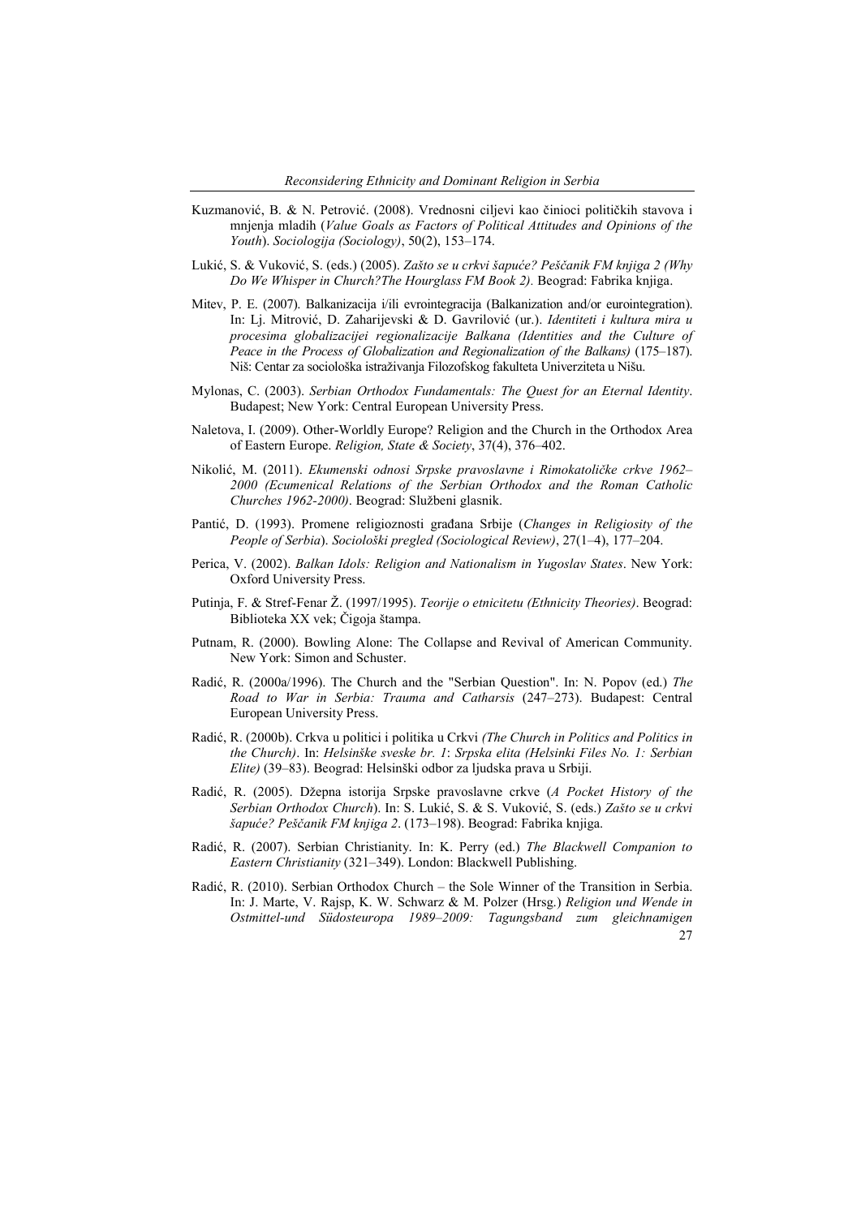Kuzmanović, B. & N. Petrović. (2008). Vrednosni ciljevi kao činioci političkih stavova i mnjenja mladih (*Value Goals as Factors of Political Attitudes and Opinions of the Youth*). *Sociologija (Sociology)*, 50(2), 153–174.

Lukić, S. & Vuković, S. (eds.) (2005). *Zašto se u crkvi šapuće? Peščanik FM knjiga 2 (Why Do We Whisper in Church?The Hourglass FM Book 2).* Beograd: Fabrika knjiga.

Mitev, P. E. (2007). Balkanizacija i/ili evrointegracija (Balkanization and/or eurointegration). In: Lj. Mitrović, D. Zaharijevski & D. Gavrilović (ur.). *Identiteti i kultura mira u procesima globalizacijei regionalizacije Balkana (Identities and the Culture of Peace in the Process of Globalization and Regionalization of the Balkans)* (175–187). Niš: Centar za sociološka istraživanja Filozofskog fakulteta Univerziteta u Nišu.

Mylonas, C. (2003). *Serbian Orthodox Fundamentals: The Quest for an Eternal Identity*. Budapest; New York: Central European University Press.

Naletova, I. (2009). Other-Worldly Europe? Religion and the Church in the Orthodox Area of Eastern Europe. *Religion, State & Society*, 37(4), 376–402.

Nikolić, M. (2011). *Ekumenski odnosi Srpske pravoslavne i Rimokatoličke crkve 1962–2000 (Ecumenical Relations of the Serbian Orthodox and the Roman Catholic Churches 1962-2000)*. Beograd: Službeni glasnik.

Pantić, D. (1993). Promene religioznosti građana Srbije (*Changes in Religiosity of the People of Serbia*). *Sociološki pregled (Sociological Review)*, 27(1–4), 177–204.

Perica, V. (2002). *Balkan Idols: Religion and Nationalism in Yugoslav States*. New York: Oxford University Press.

Putinja, F. & Stref-Fenar Ž. (1997/1995). *Teorije o etnicitetu (Ethnicity Theories)*. Beograd: Biblioteka XX vek; Čigoja štampa.

Putnam, R. (2000). Bowling Alone: The Collapse and Revival of American Community. New York: Simon and Schuster.

Radić, R. (2000a/1996). The Church and the "Serbian Question". In: N. Popov (ed.) *The Road to War in Serbia: Trauma and Catharsis* (247–273). Budapest: Central European University Press.

Radić, R. (2000b). Crkva u politici i politika u Crkvi *(The Church in Politics and Politics in the Church)*. In: *Helsinške sveske br. 1*: *Srpska elita (Helsinki Files No. 1: Serbian Elite)* (39–83). Beograd: Helsinški odbor za ljudska prava u Srbiji.

Radić, R. (2005). Džepna istorija Srpske pravoslavne crkve (*A Pocket History of the Serbian Orthodox Church*). In: S. Lukić, S. & S. Vuković, S. (eds.) *Zašto se u crkvi šapuće? Peščanik FM knjiga 2*. (173–198). Beograd: Fabrika knjiga.

Radić, R. (2007). Serbian Christianity. In: K. Perry (ed.) *The Blackwell Companion to Eastern Christianity* (321–349). London: Blackwell Publishing.

Radić, R. (2010). Serbian Orthodox Church – the Sole Winner of the Transition in Serbia. In: J. Marte, V. Rajsp, K. W. Schwarz & M. Polzer (Hrsg.) *Religion und Wende in Ostmittel-und Südosteuropa 1989–2009: Tagungsband zum gleichnamigen*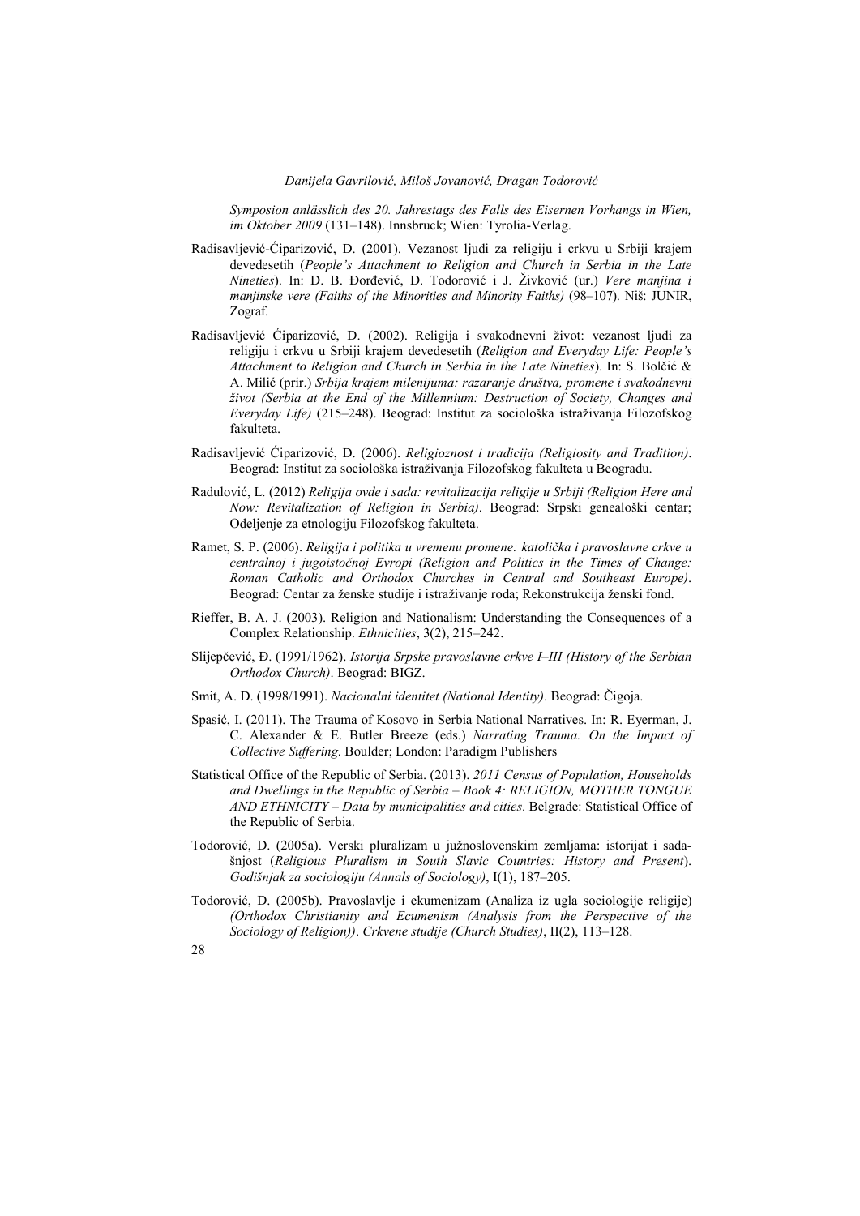*Symposion anlässlich des 20. Jahrestags des Falls des Eisernen Vorhangs in Wien, im Oktober 2009* (131–148). Innsbruck; Wien: Tyrolia-Verlag.

Radisavljević-Ćiparizović, D. (2001). Vezanost ljudi za religiju i crkvu u Srbiji krajem devedesetih (*People's Attachment to Religion and Church in Serbia in the Late Nineties*). In: D. B. Đorđević, D. Todorović i J. Živković (ur.) *Vere manjina i manjinske vere (Faiths of the Minorities and Minority Faiths)* (98–107). Niš: JUNIR, Zograf.

Radisavljević Ćiparizović, D. (2002). Religija i svakodnevni život: vezanost ljudi za religiju i crkvu u Srbiji krajem devedesetih (*Religion and Everyday Life: People's Attachment to Religion and Church in Serbia in the Late Nineties*). In: S. Bolčić & A. Milić (prir.) *Srbija krajem milenijuma: razaranje društva, promene i svakodnevni život (Serbia at the End of the Millennium: Destruction of Society, Changes and Everyday Life)* (215–248). Beograd: Institut za sociološka istraživanja Filozofskog fakulteta.

Radisavljević Ćiparizović, D. (2006). *Religioznost i tradicija (Religiosity and Tradition)*. Beograd: Institut za sociološka istraživanja Filozofskog fakulteta u Beogradu.

Radulović, L. (2012) *Religija ovde i sada: revitalizacija religije u Srbiji (Religion Here and Now: Revitalization of Religion in Serbia)*. Beograd: Srpski genealoški centar; Odeljenje za etnologiju Filozofskog fakulteta.

Ramet, S. P. (2006). *Religija i politika u vremenu promene: katolička i pravoslavne crkve u centralnoj i jugoistočnoj Evropi (Religion and Politics in the Times of Change: Roman Catholic and Orthodox Churches in Central and Southeast Europe)*. Beograd: Centar za ženske studije i istraživanje roda; Rekonstrukcija ženski fond.

Rieffer, B. A. J. (2003). Religion and Nationalism: Understanding the Consequences of a Complex Relationship. *Ethnicities*, 3(2), 215–242.

Slijepčević, Đ. (1991/1962). *Istorija Srpske pravoslavne crkve I–III (History of the Serbian Orthodox Church)*. Beograd: BIGZ.

Smit, A. D. (1998/1991). *Nacionalni identitet (National Identity)*. Beograd: Čigoja.

Spasić, I. (2011). The Trauma of Kosovo in Serbia National Narratives. In: R. Eyerman, J. C. Alexander & E. Butler Breeze (eds.) *Narrating Trauma: On the Impact of Collective Suffering*. Boulder; London: Paradigm Publishers

Statistical Office of the Republic of Serbia. (2013). *2011 Census of Population, Households and Dwellings in the Republic of Serbia – Book 4: RELIGION, MOTHER TONGUE AND ETHNICITY – Data by municipalities and cities*. Belgrade: Statistical Office of the Republic of Serbia.

Todorović, D. (2005a). Verski pluralizam u južnoslovenskim zemljama: istorijat i sadašnjost (*Religious Pluralism in South Slavic Countries: History and Present*). *Godišnjak za sociologiju (Annals of Sociology)*, I(1), 187–205.

Todorović, D. (2005b). Pravoslavlje i ekumenizam (Analiza iz ugla sociologije religije) *(Orthodox Christianity and Ecumenism (Analysis from the Perspective of the Sociology of Religion))*. *Crkvene studije (Church Studies)*, II(2), 113–128.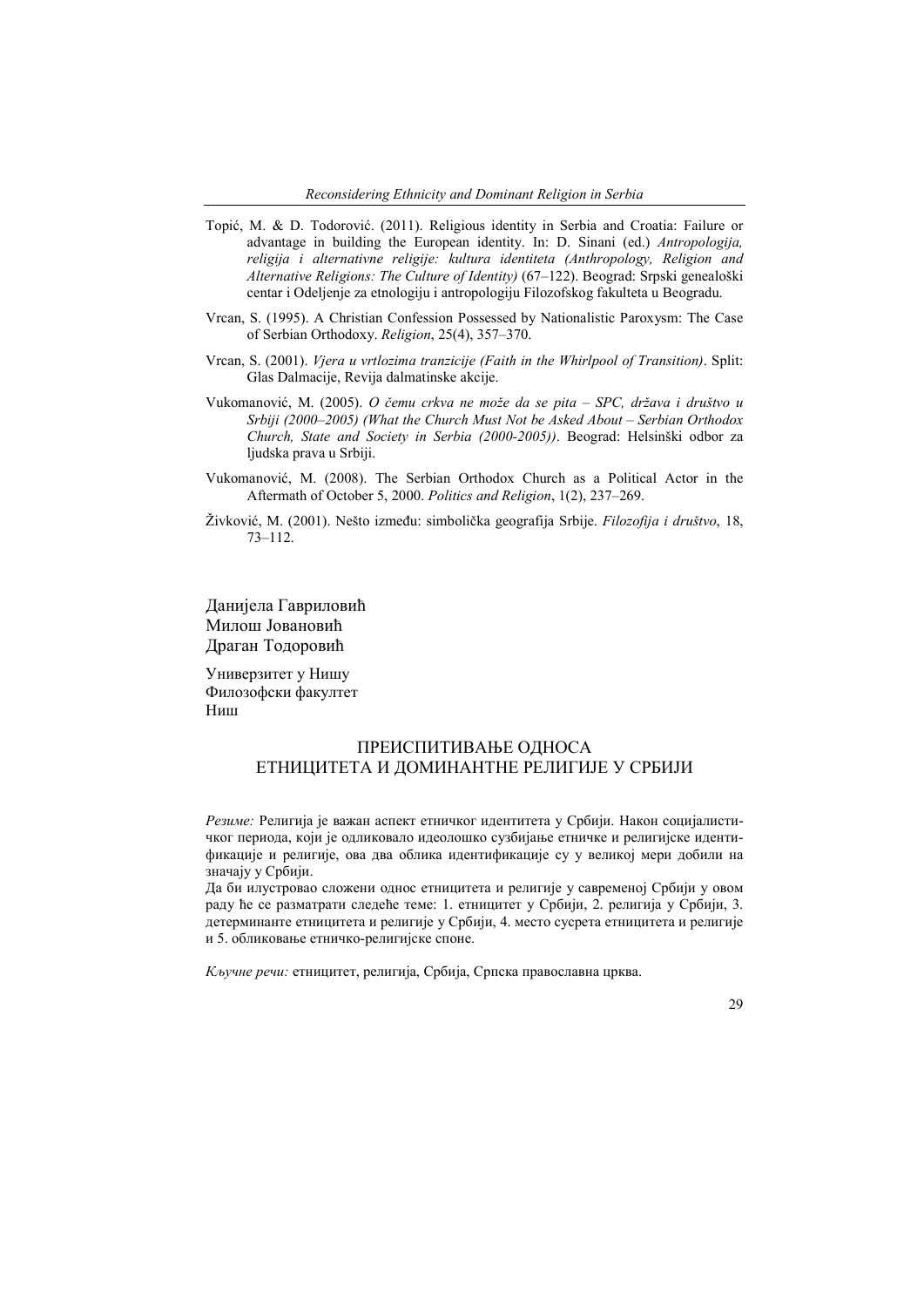Topić, M. & D. Todorović. (2011). Religious identity in Serbia and Croatia: Failure or advantage in building the European identity. In: D. Sinani (ed.) *Antropologija, religija i alternativne religije: kultura identiteta (Anthropology, Religion and Alternative Religions: The Culture of Identity)* (67–122). Beograd: Srpski genealoški centar i Odeljenje za etnologiju i antropologiju Filozofskog fakulteta u Beogradu.

Vrcan, S. (1995). A Christian Confession Possessed by Nationalistic Paroxysm: The Case of Serbian Orthodoxy. *Religion*, 25(4), 357–370.

Vrcan, S. (2001). *Vjera u vrtlozima tranzicije (Faith in the Whirlpool of Transition)*. Split: Glas Dalmacije, Revija dalmatinske akcije.

Vukomanović, M. (2005). *O čemu crkva ne može da se pita – SPC, država i društvo u Srbiji (2000–2005) (What the Church Must Not be Asked About – Serbian Orthodox Church, State and Society in Serbia (2000-2005))*. Beograd: Helsinški odbor za ljudska prava u Srbiji.

Vukomanović, M. (2008). The Serbian Orthodox Church as a Political Actor in the Aftermath of October 5, 2000. *Politics and Religion*, 1(2), 237–269.

Živković, M. (2001). Nešto između: simbolička geografija Srbije. *Filozofija i društvo*, 18, 73–112.

Данијела Гавриловић
Милош Јовановић
Драган Тодоровић

Универзитет у Нишу
Филозофски факултет
Ниш

## ПРЕИСПИТИВАЊЕ ОДНОСА ЕТНИЦИТЕТА И ДОМИНАНТНЕ РЕЛИГИЈЕ У СРБИЈИ

*Резиме:* Религија је важан аспект етничког идентитета у Србији. Након социјалистичког периода, који је одликовало идеолошко сузбијање етничке и религијске идентификације и религије, ова два облика идентификације су у великој мери добили на значају у Србији.

Да би илустровао сложени однос етницитета и религије у савременој Србији у овом раду ће се разматрати следеће теме: 1. етницитет у Србији, 2. религија у Србији, 3. детерминанте етницитета и религије у Србији, 4. место сусрета етницитета и религије и 5. обликовање етничко-религијске споне.

*Кључне речи:* етницитет, религија, Србија, Српска православна црква.